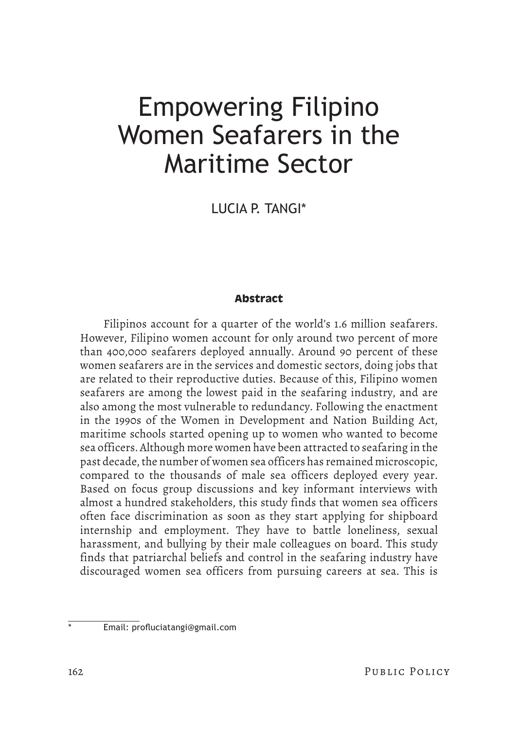# Empowering Filipino Women Seafarers in the Maritime Sector

LUCIA P. TANGI*

## Abstract

Filipinos account for a quarter of the world's 1.6 million seafarers. However, Filipino women account for only around two percent of more than 400,000 seafarers deployed annually. Around 90 percent of these women seafarers are in the services and domestic sectors, doing jobs that are related to their reproductive duties. Because of this, Filipino women seafarers are among the lowest paid in the seafaring industry, and are also among the most vulnerable to redundancy. Following the enactment in the 1990s of the Women in Development and Nation Building Act, maritime schools started opening up to women who wanted to become sea officers. Although more women have been attracted to seafaring in the past decade, the number of women sea officers has remained microscopic, compared to the thousands of male sea officers deployed every year. Based on focus group discussions and key informant interviews with almost a hundred stakeholders, this study finds that women sea officers often face discrimination as soon as they start applying for shipboard internship and employment. They have to battle loneliness, sexual harassment, and bullying by their male colleagues on board. This study finds that patriarchal beliefs and control in the seafaring industry have discouraged women sea officers from pursuing careers at sea. This is

---

* Email: profluciatangi@gmail.com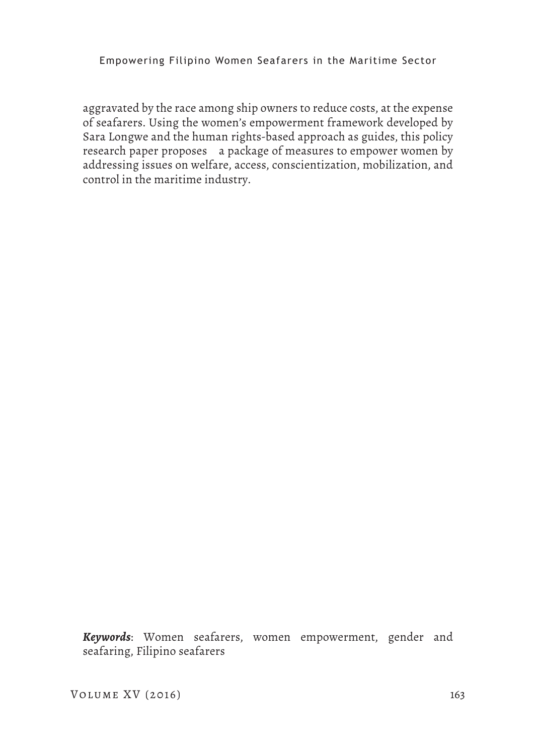aggravated by the race among ship owners to reduce costs, at the expense of seafarers. Using the women's empowerment framework developed by Sara Longwe and the human rights-based approach as guides, this policy research paper proposes a package of measures to empower women by addressing issues on welfare, access, conscientization, mobilization, and control in the maritime industry.

***Keywords***: Women seafarers, women empowerment, gender and seafaring, Filipino seafarers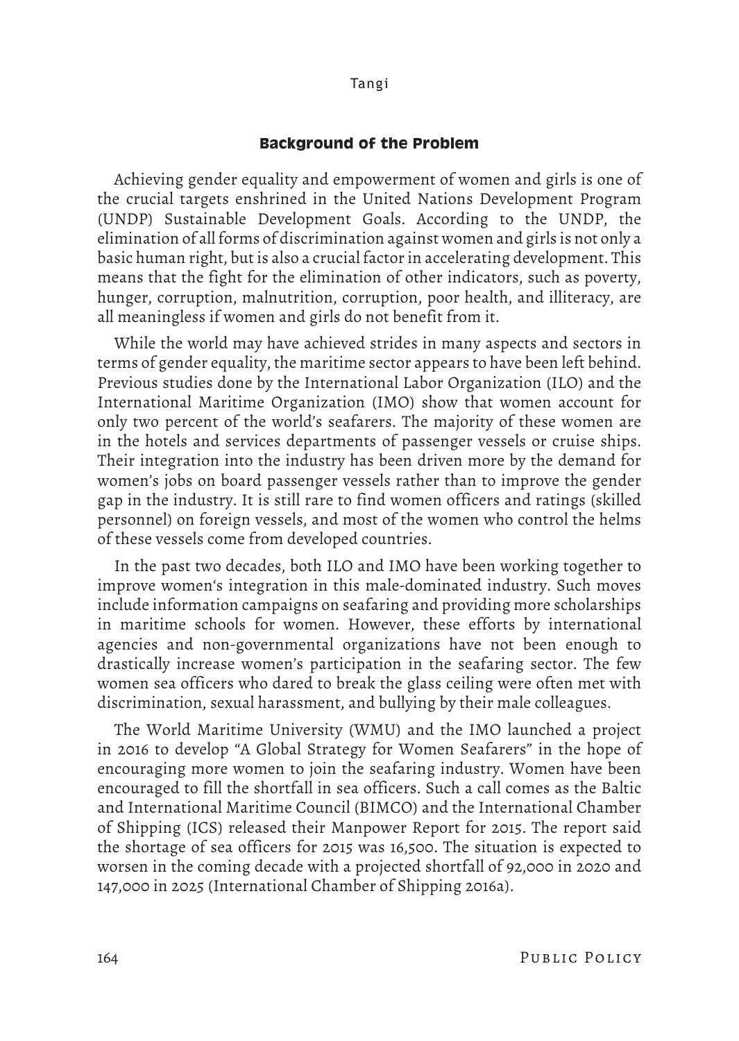## Background of the Problem

Achieving gender equality and empowerment of women and girls is one of the crucial targets enshrined in the United Nations Development Program (UNDP) Sustainable Development Goals. According to the UNDP, the elimination of all forms of discrimination against women and girls is not only a basic human right, but is also a crucial factor in accelerating development. This means that the fight for the elimination of other indicators, such as poverty, hunger, corruption, malnutrition, corruption, poor health, and illiteracy, are all meaningless if women and girls do not benefit from it.

While the world may have achieved strides in many aspects and sectors in terms of gender equality, the maritime sector appears to have been left behind. Previous studies done by the International Labor Organization (ILO) and the International Maritime Organization (IMO) show that women account for only two percent of the world's seafarers. The majority of these women are in the hotels and services departments of passenger vessels or cruise ships. Their integration into the industry has been driven more by the demand for women's jobs on board passenger vessels rather than to improve the gender gap in the industry. It is still rare to find women officers and ratings (skilled personnel) on foreign vessels, and most of the women who control the helms of these vessels come from developed countries.

In the past two decades, both ILO and IMO have been working together to improve women's integration in this male-dominated industry. Such moves include information campaigns on seafaring and providing more scholarships in maritime schools for women. However, these efforts by international agencies and non-governmental organizations have not been enough to drastically increase women's participation in the seafaring sector. The few women sea officers who dared to break the glass ceiling were often met with discrimination, sexual harassment, and bullying by their male colleagues.

The World Maritime University (WMU) and the IMO launched a project in 2016 to develop "A Global Strategy for Women Seafarers" in the hope of encouraging more women to join the seafaring industry. Women have been encouraged to fill the shortfall in sea officers. Such a call comes as the Baltic and International Maritime Council (BIMCO) and the International Chamber of Shipping (ICS) released their Manpower Report for 2015. The report said the shortage of sea officers for 2015 was 16,500. The situation is expected to worsen in the coming decade with a projected shortfall of 92,000 in 2020 and 147,000 in 2025 (International Chamber of Shipping 2016a).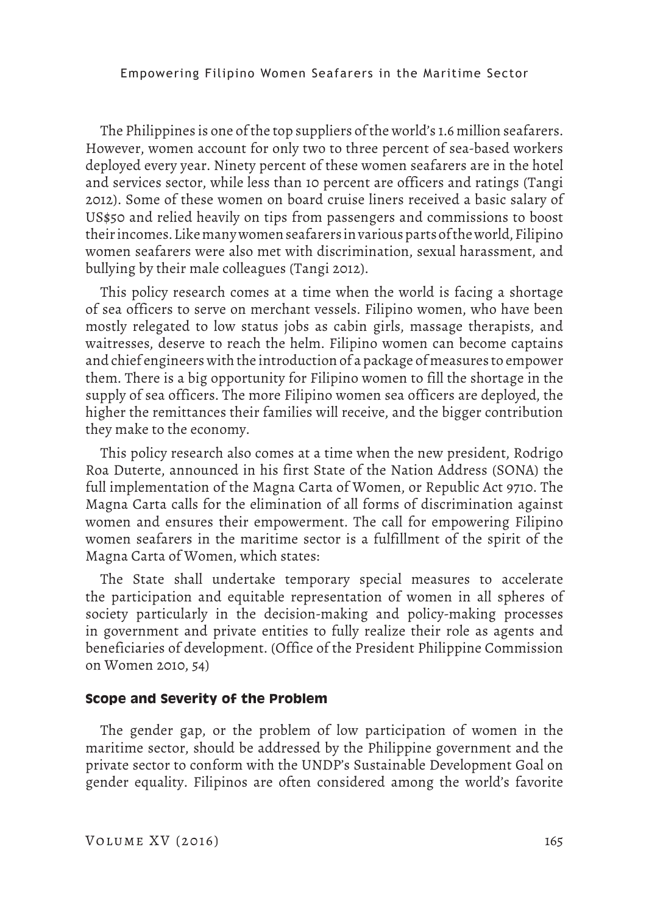The Philippines is one of the top suppliers of the world's 1.6 million seafarers. However, women account for only two to three percent of sea-based workers deployed every year. Ninety percent of these women seafarers are in the hotel and services sector, while less than 10 percent are officers and ratings (Tangi 2012). Some of these women on board cruise liners received a basic salary of US$50 and relied heavily on tips from passengers and commissions to boost their incomes. Like many women seafarers in various parts of the world, Filipino women seafarers were also met with discrimination, sexual harassment, and bullying by their male colleagues (Tangi 2012).

This policy research comes at a time when the world is facing a shortage of sea officers to serve on merchant vessels. Filipino women, who have been mostly relegated to low status jobs as cabin girls, massage therapists, and waitresses, deserve to reach the helm. Filipino women can become captains and chief engineers with the introduction of a package of measures to empower them. There is a big opportunity for Filipino women to fill the shortage in the supply of sea officers. The more Filipino women sea officers are deployed, the higher the remittances their families will receive, and the bigger contribution they make to the economy.

This policy research also comes at a time when the new president, Rodrigo Roa Duterte, announced in his first State of the Nation Address (SONA) the full implementation of the Magna Carta of Women, or Republic Act 9710. The Magna Carta calls for the elimination of all forms of discrimination against women and ensures their empowerment. The call for empowering Filipino women seafarers in the maritime sector is a fulfillment of the spirit of the Magna Carta of Women, which states:

> The State shall undertake temporary special measures to accelerate the participation and equitable representation of women in all spheres of society particularly in the decision-making and policy-making processes in government and private entities to fully realize their role as agents and beneficiaries of development. (Office of the President Philippine Commission on Women 2010, 54)

### Scope and Severity of the Problem

The gender gap, or the problem of low participation of women in the maritime sector, should be addressed by the Philippine government and the private sector to conform with the UNDP's Sustainable Development Goal on gender equality. Filipinos are often considered among the world's favorite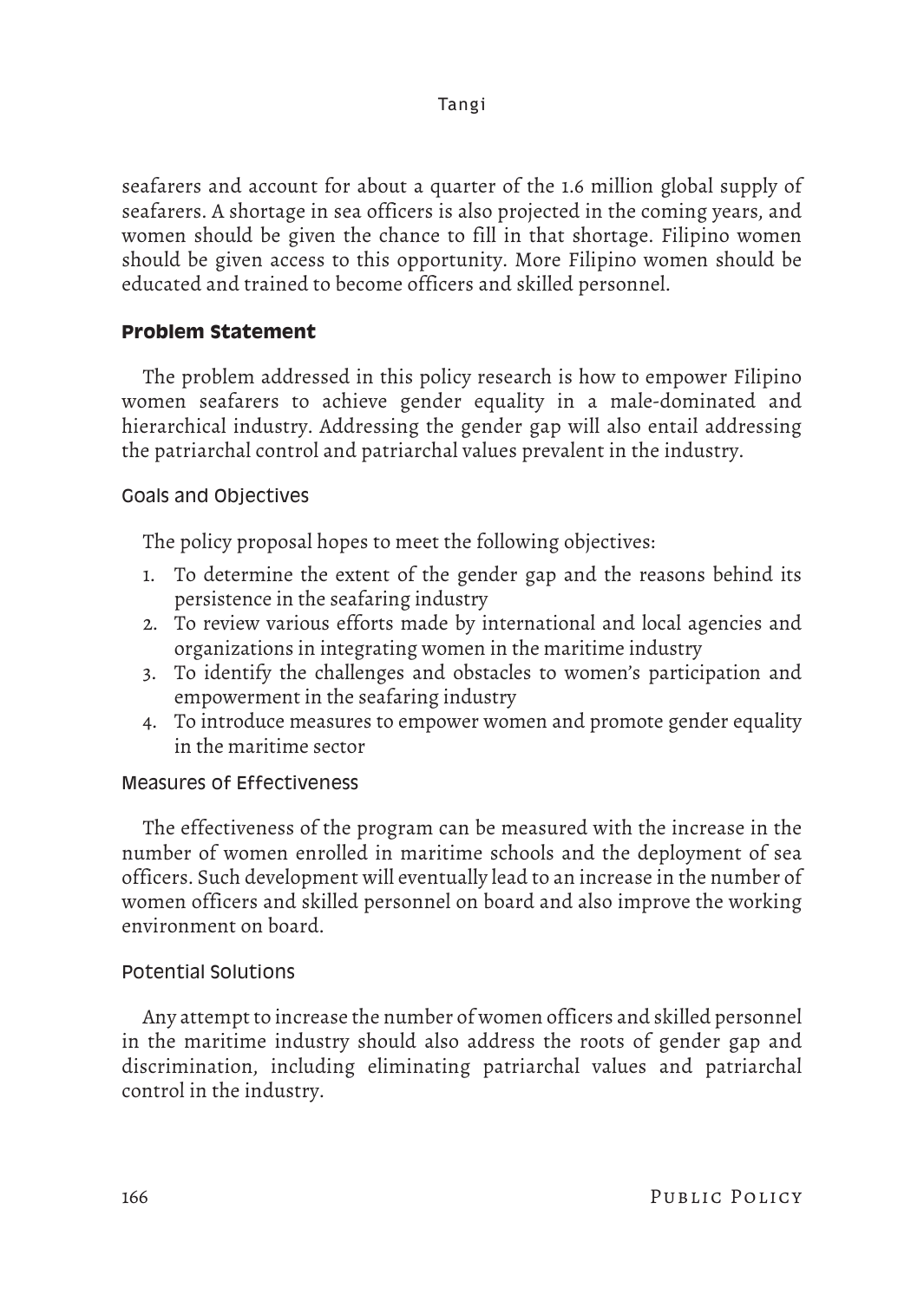seafarers and account for about a quarter of the 1.6 million global supply of seafarers. A shortage in sea officers is also projected in the coming years, and women should be given the chance to fill in that shortage. Filipino women should be given access to this opportunity. More Filipino women should be educated and trained to become officers and skilled personnel.

## Problem Statement

The problem addressed in this policy research is how to empower Filipino women seafarers to achieve gender equality in a male-dominated and hierarchical industry. Addressing the gender gap will also entail addressing the patriarchal control and patriarchal values prevalent in the industry.

### Goals and Objectives

The policy proposal hopes to meet the following objectives:

1. To determine the extent of the gender gap and the reasons behind its persistence in the seafaring industry
2. To review various efforts made by international and local agencies and organizations in integrating women in the maritime industry
3. To identify the challenges and obstacles to women's participation and empowerment in the seafaring industry
4. To introduce measures to empower women and promote gender equality in the maritime sector

### Measures of Effectiveness

The effectiveness of the program can be measured with the increase in the number of women enrolled in maritime schools and the deployment of sea officers. Such development will eventually lead to an increase in the number of women officers and skilled personnel on board and also improve the working environment on board.

### Potential Solutions

Any attempt to increase the number of women officers and skilled personnel in the maritime industry should also address the roots of gender gap and discrimination, including eliminating patriarchal values and patriarchal control in the industry.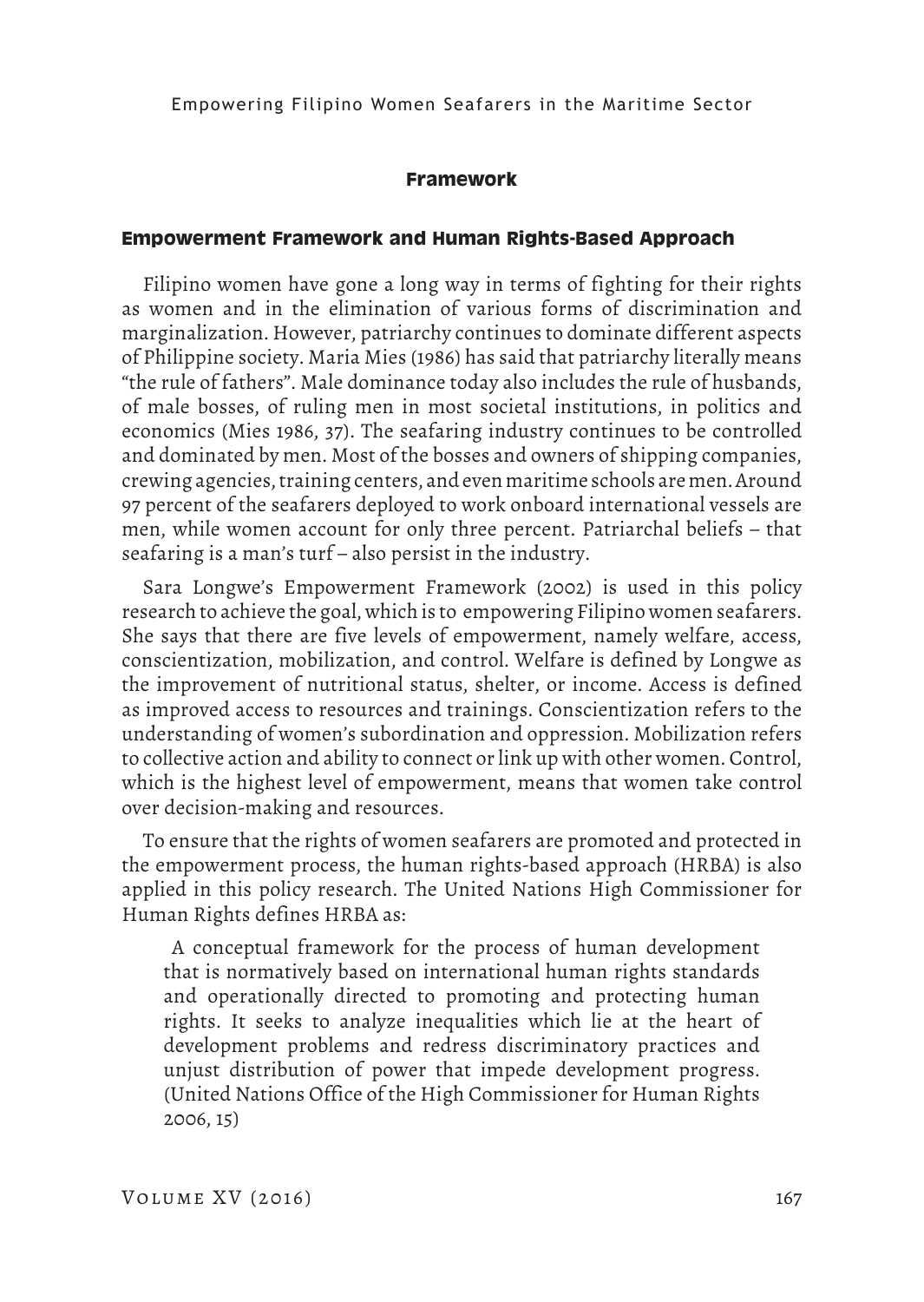## Framework

### Empowerment Framework and Human Rights-Based Approach

Filipino women have gone a long way in terms of fighting for their rights as women and in the elimination of various forms of discrimination and marginalization. However, patriarchy continues to dominate different aspects of Philippine society. Maria Mies (1986) has said that patriarchy literally means "the rule of fathers". Male dominance today also includes the rule of husbands, of male bosses, of ruling men in most societal institutions, in politics and economics (Mies 1986, 37). The seafaring industry continues to be controlled and dominated by men. Most of the bosses and owners of shipping companies, crewing agencies, training centers, and even maritime schools are men. Around 97 percent of the seafarers deployed to work onboard international vessels are men, while women account for only three percent. Patriarchal beliefs – that seafaring is a man's turf – also persist in the industry.

Sara Longwe's Empowerment Framework (2002) is used in this policy research to achieve the goal, which is to empowering Filipino women seafarers. She says that there are five levels of empowerment, namely welfare, access, conscientization, mobilization, and control. Welfare is defined by Longwe as the improvement of nutritional status, shelter, or income. Access is defined as improved access to resources and trainings. Conscientization refers to the understanding of women's subordination and oppression. Mobilization refers to collective action and ability to connect or link up with other women. Control, which is the highest level of empowerment, means that women take control over decision-making and resources.

To ensure that the rights of women seafarers are promoted and protected in the empowerment process, the human rights-based approach (HRBA) is also applied in this policy research. The United Nations High Commissioner for Human Rights defines HRBA as:

> A conceptual framework for the process of human development that is normatively based on international human rights standards and operationally directed to promoting and protecting human rights. It seeks to analyze inequalities which lie at the heart of development problems and redress discriminatory practices and unjust distribution of power that impede development progress. (United Nations Office of the High Commissioner for Human Rights 2006, 15)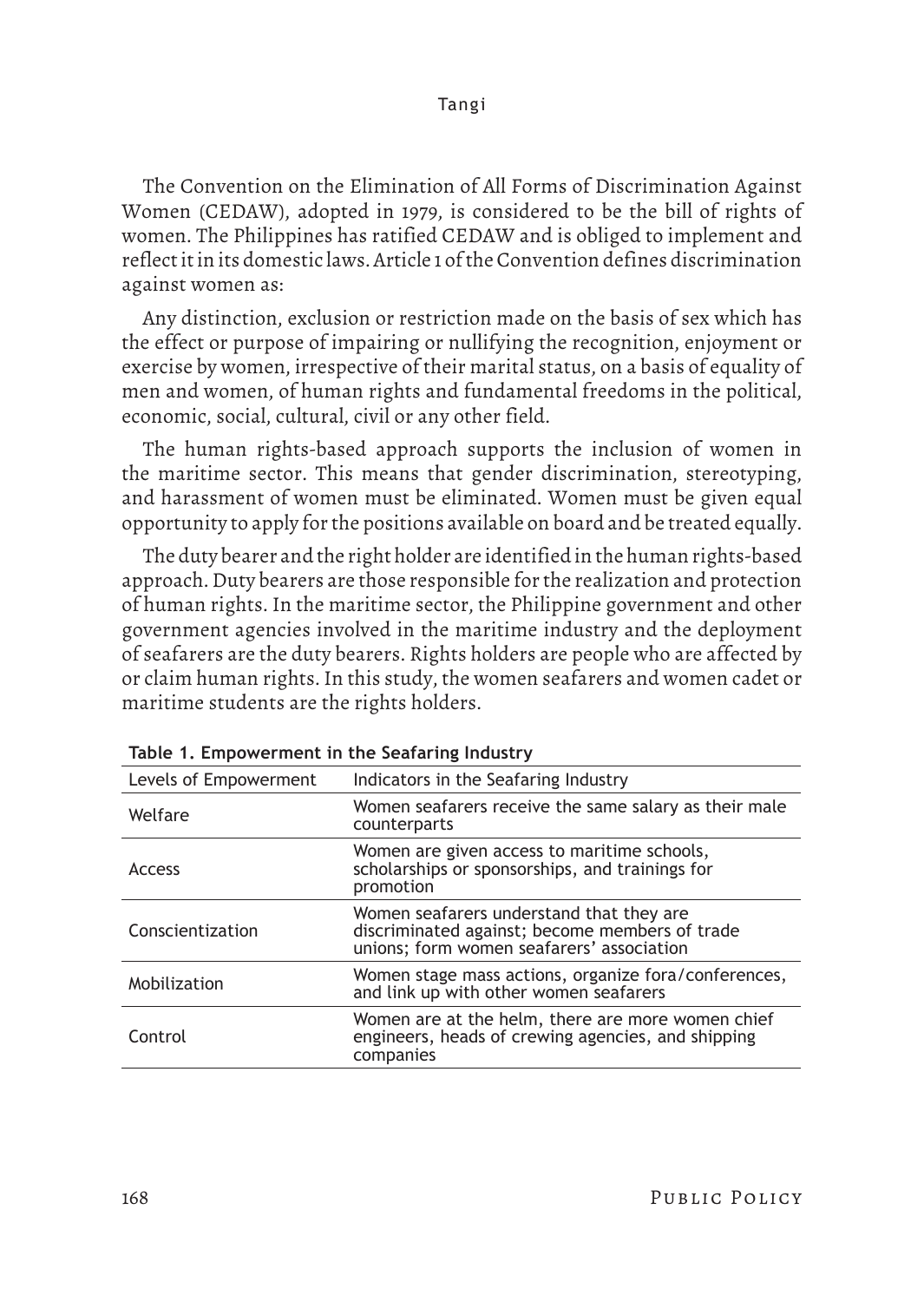The Convention on the Elimination of All Forms of Discrimination Against Women (CEDAW), adopted in 1979, is considered to be the bill of rights of women. The Philippines has ratified CEDAW and is obliged to implement and reflect it in its domestic laws. Article 1 of the Convention defines discrimination against women as:

Any distinction, exclusion or restriction made on the basis of sex which has the effect or purpose of impairing or nullifying the recognition, enjoyment or exercise by women, irrespective of their marital status, on a basis of equality of men and women, of human rights and fundamental freedoms in the political, economic, social, cultural, civil or any other field.

The human rights-based approach supports the inclusion of women in the maritime sector. This means that gender discrimination, stereotyping, and harassment of women must be eliminated. Women must be given equal opportunity to apply for the positions available on board and be treated equally.

The duty bearer and the right holder are identified in the human rights-based approach. Duty bearers are those responsible for the realization and protection of human rights. In the maritime sector, the Philippine government and other government agencies involved in the maritime industry and the deployment of seafarers are the duty bearers. Rights holders are people who are affected by or claim human rights. In this study, the women seafarers and women cadet or maritime students are the rights holders.

**Table 1. Empowerment in the Seafaring Industry**

| Levels of Empowerment | Indicators in the Seafaring Industry |
|---|---|
| Welfare | Women seafarers receive the same salary as their male counterparts |
| Access | Women are given access to maritime schools, scholarships or sponsorships, and trainings for promotion |
| Conscientization | Women seafarers understand that they are discriminated against; become members of trade unions; form women seafarers' association |
| Mobilization | Women stage mass actions, organize fora/conferences, and link up with other women seafarers |
| Control | Women are at the helm, there are more women chief engineers, heads of crewing agencies, and shipping companies |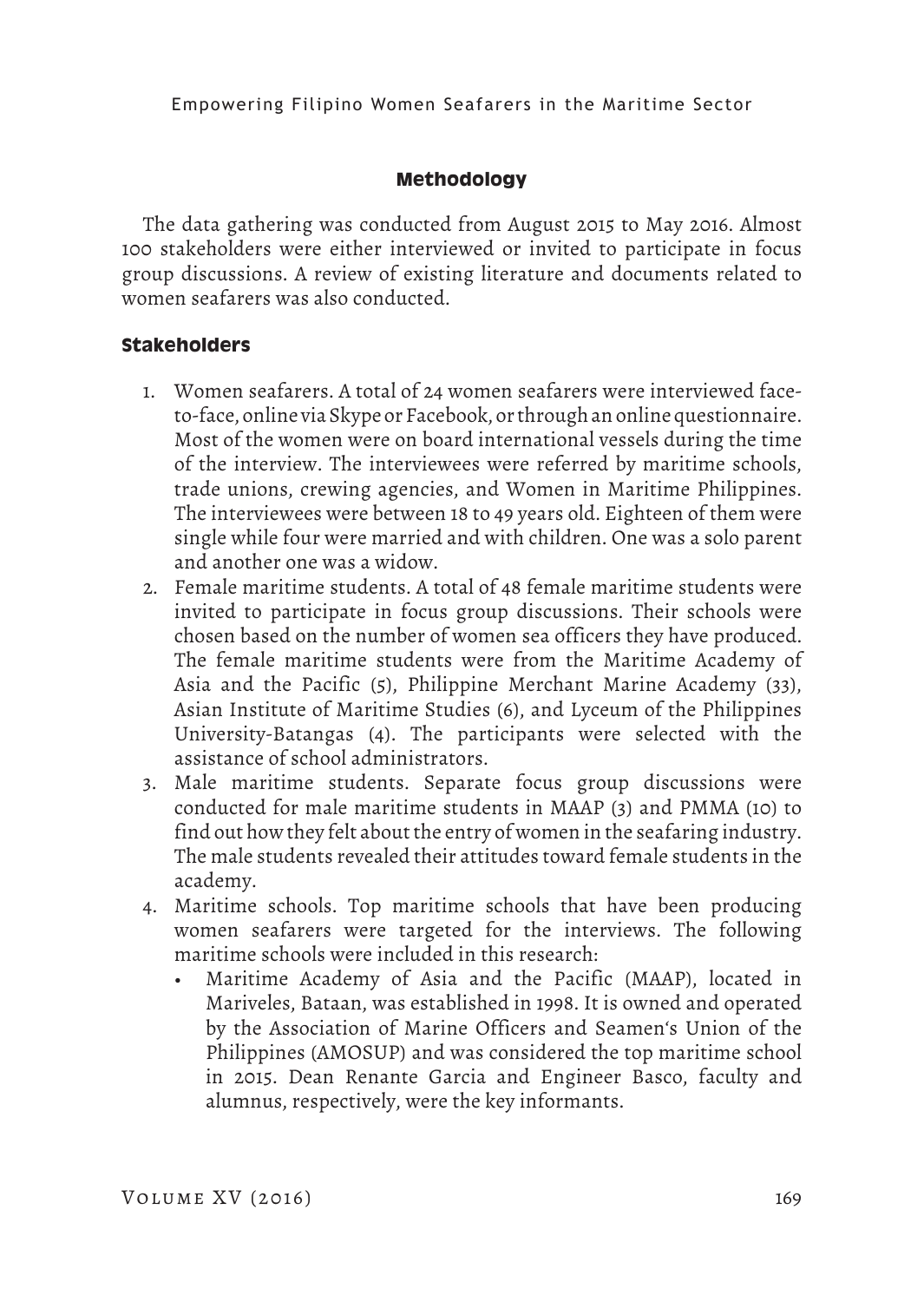## Methodology

The data gathering was conducted from August 2015 to May 2016. Almost 100 stakeholders were either interviewed or invited to participate in focus group discussions. A review of existing literature and documents related to women seafarers was also conducted.

### Stakeholders

1. Women seafarers. A total of 24 women seafarers were interviewed face-to-face, online via Skype or Facebook, or through an online questionnaire. Most of the women were on board international vessels during the time of the interview. The interviewees were referred by maritime schools, trade unions, crewing agencies, and Women in Maritime Philippines. The interviewees were between 18 to 49 years old. Eighteen of them were single while four were married and with children. One was a solo parent and another one was a widow.
2. Female maritime students. A total of 48 female maritime students were invited to participate in focus group discussions. Their schools were chosen based on the number of women sea officers they have produced. The female maritime students were from the Maritime Academy of Asia and the Pacific (5), Philippine Merchant Marine Academy (33), Asian Institute of Maritime Studies (6), and Lyceum of the Philippines University-Batangas (4). The participants were selected with the assistance of school administrators.
3. Male maritime students. Separate focus group discussions were conducted for male maritime students in MAAP (3) and PMMA (10) to find out how they felt about the entry of women in the seafaring industry. The male students revealed their attitudes toward female students in the academy.
4. Maritime schools. Top maritime schools that have been producing women seafarers were targeted for the interviews. The following maritime schools were included in this research:
   - Maritime Academy of Asia and the Pacific (MAAP), located in Mariveles, Bataan, was established in 1998. It is owned and operated by the Association of Marine Officers and Seamen's Union of the Philippines (AMOSUP) and was considered the top maritime school in 2015. Dean Renante Garcia and Engineer Basco, faculty and alumnus, respectively, were the key informants.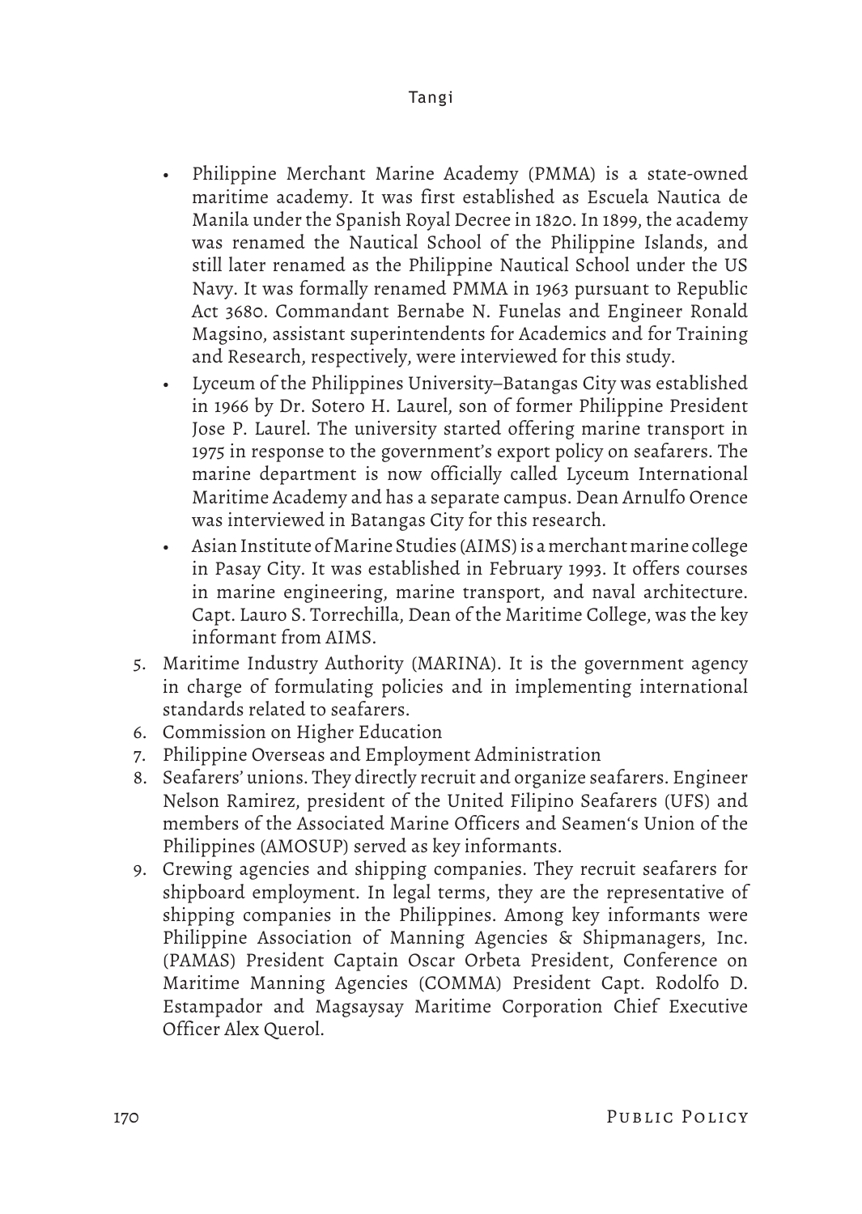- Philippine Merchant Marine Academy (PMMA) is a state-owned maritime academy. It was first established as Escuela Nautica de Manila under the Spanish Royal Decree in 1820. In 1899, the academy was renamed the Nautical School of the Philippine Islands, and still later renamed as the Philippine Nautical School under the US Navy. It was formally renamed PMMA in 1963 pursuant to Republic Act 3680. Commandant Bernabe N. Funelas and Engineer Ronald Magsino, assistant superintendents for Academics and for Training and Research, respectively, were interviewed for this study.
- Lyceum of the Philippines University–Batangas City was established in 1966 by Dr. Sotero H. Laurel, son of former Philippine President Jose P. Laurel. The university started offering marine transport in 1975 in response to the government's export policy on seafarers. The marine department is now officially called Lyceum International Maritime Academy and has a separate campus. Dean Arnulfo Orence was interviewed in Batangas City for this research.
- Asian Institute of Marine Studies (AIMS) is a merchant marine college in Pasay City. It was established in February 1993. It offers courses in marine engineering, marine transport, and naval architecture. Capt. Lauro S. Torrechilla, Dean of the Maritime College, was the key informant from AIMS.

5. Maritime Industry Authority (MARINA). It is the government agency in charge of formulating policies and in implementing international standards related to seafarers.
6. Commission on Higher Education
7. Philippine Overseas and Employment Administration
8. Seafarers' unions. They directly recruit and organize seafarers. Engineer Nelson Ramirez, president of the United Filipino Seafarers (UFS) and members of the Associated Marine Officers and Seamen's Union of the Philippines (AMOSUP) served as key informants.
9. Crewing agencies and shipping companies. They recruit seafarers for shipboard employment. In legal terms, they are the representative of shipping companies in the Philippines. Among key informants were Philippine Association of Manning Agencies & Shipmanagers, Inc. (PAMAS) President Captain Oscar Orbeta President, Conference on Maritime Manning Agencies (COMMA) President Capt. Rodolfo D. Estampador and Magsaysay Maritime Corporation Chief Executive Officer Alex Querol.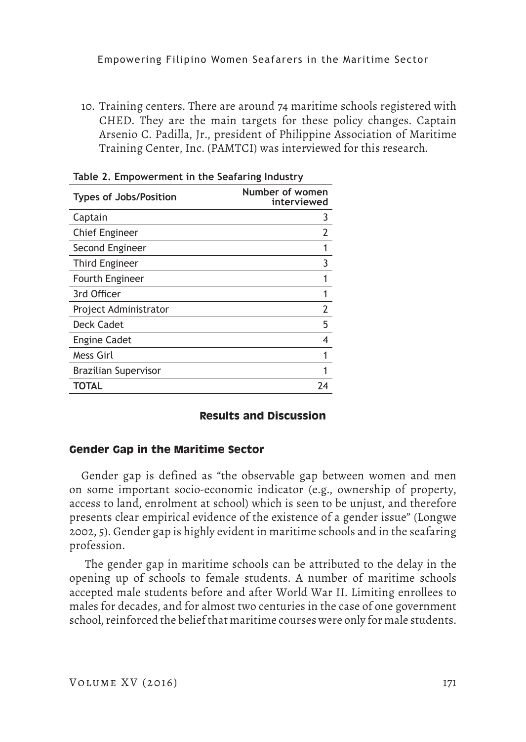10. Training centers. There are around 74 maritime schools registered with CHED. They are the main targets for these policy changes. Captain Arsenio C. Padilla, Jr., president of Philippine Association of Maritime Training Center, Inc. (PAMTCI) was interviewed for this research.

**Table 2. Empowerment in the Seafaring Industry**

| Types of Jobs/Position | Number of women interviewed |
|---|---|
| Captain | 3 |
| Chief Engineer | 2 |
| Second Engineer | 1 |
| Third Engineer | 3 |
| Fourth Engineer | 1 |
| 3rd Officer | 1 |
| Project Administrator | 2 |
| Deck Cadet | 5 |
| Engine Cadet | 4 |
| Mess Girl | 1 |
| Brazilian Supervisor | 1 |
| **TOTAL** | 24 |

## Results and Discussion

### Gender Gap in the Maritime Sector

Gender gap is defined as "the observable gap between women and men on some important socio-economic indicator (e.g., ownership of property, access to land, enrolment at school) which is seen to be unjust, and therefore presents clear empirical evidence of the existence of a gender issue" (Longwe 2002, 5). Gender gap is highly evident in maritime schools and in the seafaring profession.

The gender gap in maritime schools can be attributed to the delay in the opening up of schools to female students. A number of maritime schools accepted male students before and after World War II. Limiting enrollees to males for decades, and for almost two centuries in the case of one government school, reinforced the belief that maritime courses were only for male students.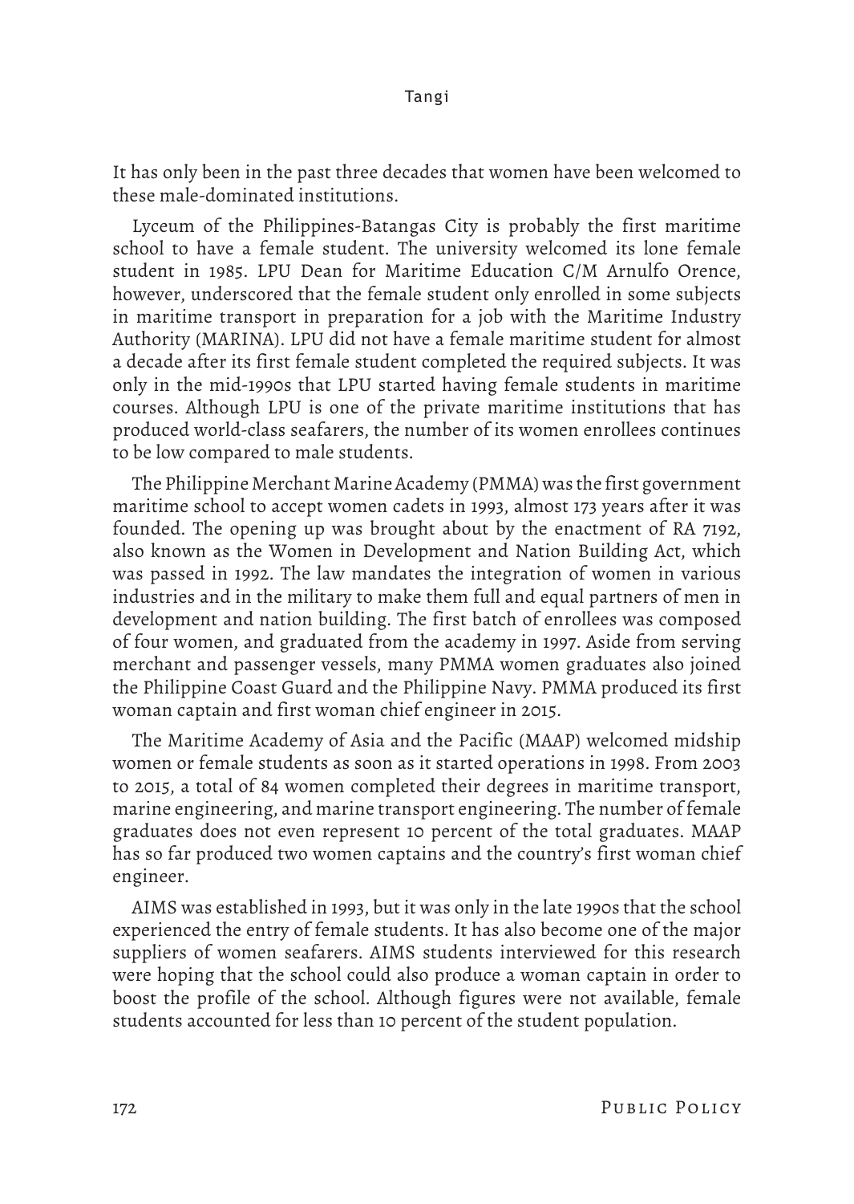It has only been in the past three decades that women have been welcomed to these male-dominated institutions.

Lyceum of the Philippines-Batangas City is probably the first maritime school to have a female student. The university welcomed its lone female student in 1985. LPU Dean for Maritime Education C/M Arnulfo Orence, however, underscored that the female student only enrolled in some subjects in maritime transport in preparation for a job with the Maritime Industry Authority (MARINA). LPU did not have a female maritime student for almost a decade after its first female student completed the required subjects. It was only in the mid-1990s that LPU started having female students in maritime courses. Although LPU is one of the private maritime institutions that has produced world-class seafarers, the number of its women enrollees continues to be low compared to male students.

The Philippine Merchant Marine Academy (PMMA) was the first government maritime school to accept women cadets in 1993, almost 173 years after it was founded. The opening up was brought about by the enactment of RA 7192, also known as the Women in Development and Nation Building Act, which was passed in 1992. The law mandates the integration of women in various industries and in the military to make them full and equal partners of men in development and nation building. The first batch of enrollees was composed of four women, and graduated from the academy in 1997. Aside from serving merchant and passenger vessels, many PMMA women graduates also joined the Philippine Coast Guard and the Philippine Navy. PMMA produced its first woman captain and first woman chief engineer in 2015.

The Maritime Academy of Asia and the Pacific (MAAP) welcomed midship women or female students as soon as it started operations in 1998. From 2003 to 2015, a total of 84 women completed their degrees in maritime transport, marine engineering, and marine transport engineering. The number of female graduates does not even represent 10 percent of the total graduates. MAAP has so far produced two women captains and the country's first woman chief engineer.

AIMS was established in 1993, but it was only in the late 1990s that the school experienced the entry of female students. It has also become one of the major suppliers of women seafarers. AIMS students interviewed for this research were hoping that the school could also produce a woman captain in order to boost the profile of the school. Although figures were not available, female students accounted for less than 10 percent of the student population.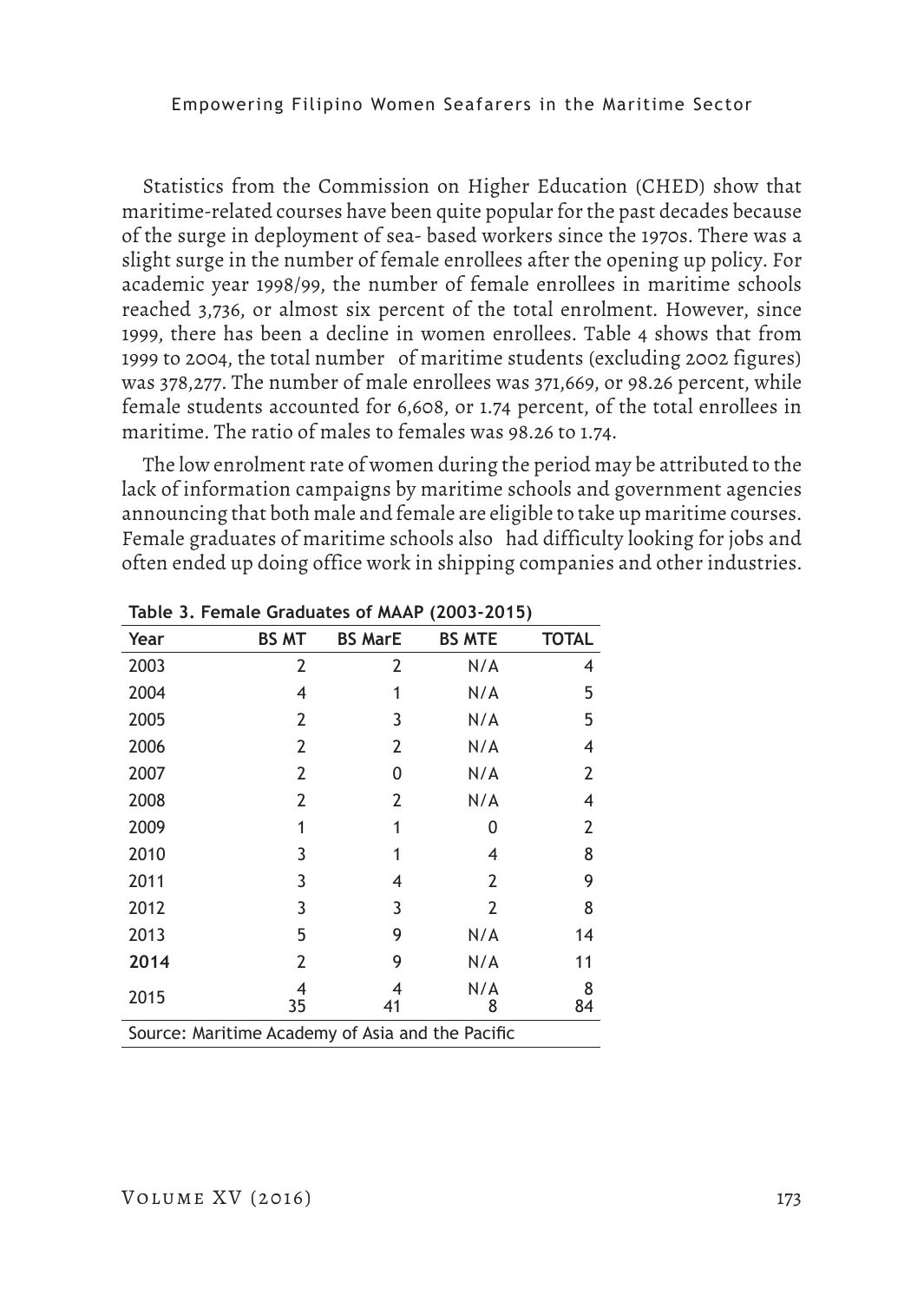Statistics from the Commission on Higher Education (CHED) show that maritime-related courses have been quite popular for the past decades because of the surge in deployment of sea- based workers since the 1970s. There was a slight surge in the number of female enrollees after the opening up policy. For academic year 1998/99, the number of female enrollees in maritime schools reached 3,736, or almost six percent of the total enrolment. However, since 1999, there has been a decline in women enrollees. Table 4 shows that from 1999 to 2004, the total number of maritime students (excluding 2002 figures) was 378,277. The number of male enrollees was 371,669, or 98.26 percent, while female students accounted for 6,608, or 1.74 percent, of the total enrollees in maritime. The ratio of males to females was 98.26 to 1.74.

The low enrolment rate of women during the period may be attributed to the lack of information campaigns by maritime schools and government agencies announcing that both male and female are eligible to take up maritime courses. Female graduates of maritime schools also had difficulty looking for jobs and often ended up doing office work in shipping companies and other industries.

**Table 3. Female Graduates of MAAP (2003-2015)**

| Year | BS MT | BS MarE | BS MTE | TOTAL |
|---|---|---|---|---|
| 2003 | 2 | 2 | N/A | 4 |
| 2004 | 4 | 1 | N/A | 5 |
| 2005 | 2 | 3 | N/A | 5 |
| 2006 | 2 | 2 | N/A | 4 |
| 2007 | 2 | 0 | N/A | 2 |
| 2008 | 2 | 2 | N/A | 4 |
| 2009 | 1 | 1 | 0 | 2 |
| 2010 | 3 | 1 | 4 | 8 |
| 2011 | 3 | 4 | 2 | 9 |
| 2012 | 3 | 3 | 2 | 8 |
| 2013 | 5 | 9 | N/A | 14 |
| **2014** | 2 | 9 | N/A | 11 |
| 2015 | 4 | 4 | N/A | 8 |
| | 35 | 41 | 8 | 84 |

Source: Maritime Academy of Asia and the Pacific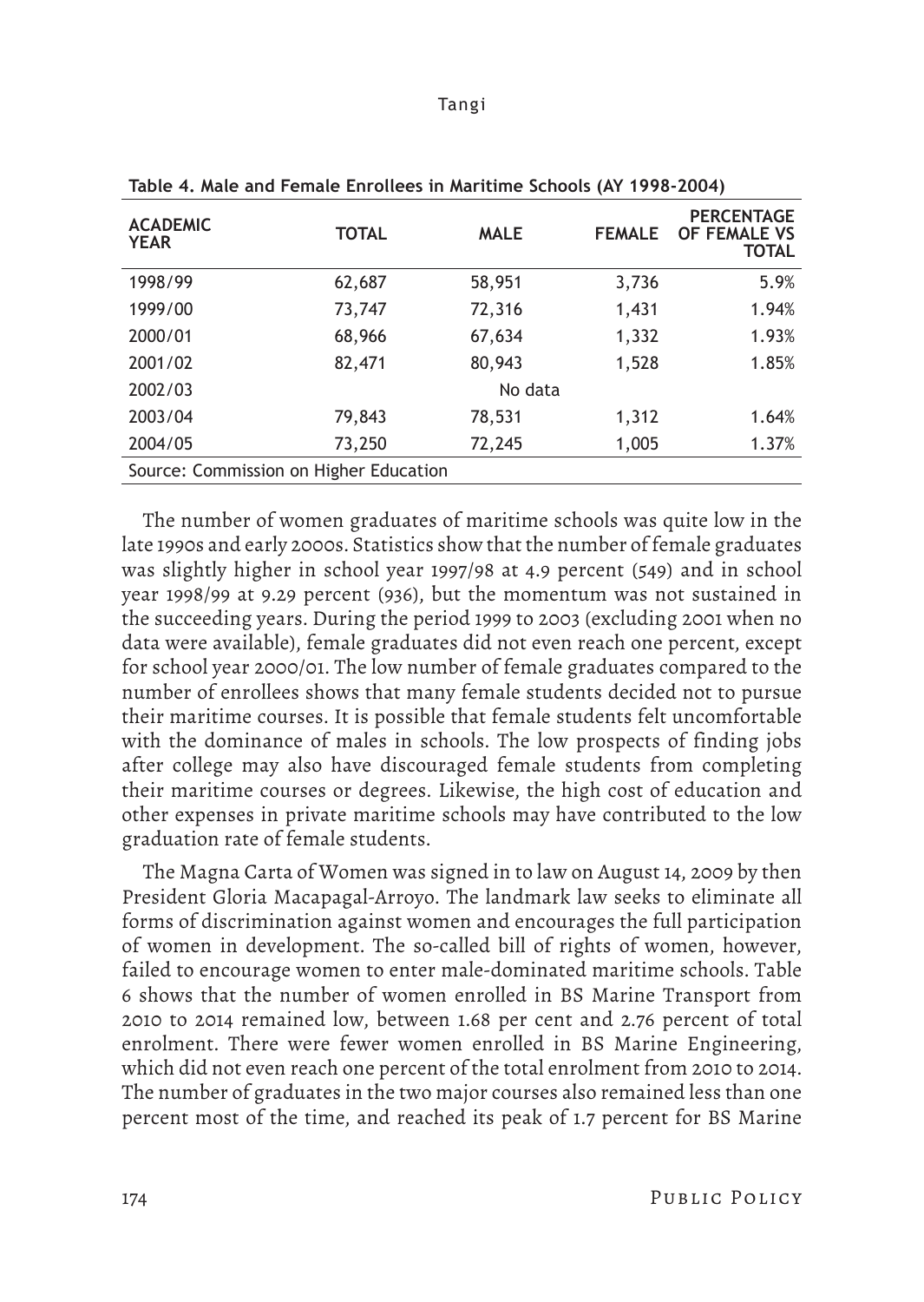**Table 4. Male and Female Enrollees in Maritime Schools (AY 1998-2004)**

| ACADEMIC YEAR | TOTAL | MALE | FEMALE | PERCENTAGE OF FEMALE VS TOTAL |
|---|---|---|---|---|
| 1998/99 | 62,687 | 58,951 | 3,736 | 5.9% |
| 1999/00 | 73,747 | 72,316 | 1,431 | 1.94% |
| 2000/01 | 68,966 | 67,634 | 1,332 | 1.93% |
| 2001/02 | 82,471 | 80,943 | 1,528 | 1.85% |
| 2002/03 | | No data | | |
| 2003/04 | 79,843 | 78,531 | 1,312 | 1.64% |
| 2004/05 | 73,250 | 72,245 | 1,005 | 1.37% |

Source: Commission on Higher Education

The number of women graduates of maritime schools was quite low in the late 1990s and early 2000s. Statistics show that the number of female graduates was slightly higher in school year 1997/98 at 4.9 percent (549) and in school year 1998/99 at 9.29 percent (936), but the momentum was not sustained in the succeeding years. During the period 1999 to 2003 (excluding 2001 when no data were available), female graduates did not even reach one percent, except for school year 2000/01. The low number of female graduates compared to the number of enrollees shows that many female students decided not to pursue their maritime courses. It is possible that female students felt uncomfortable with the dominance of males in schools. The low prospects of finding jobs after college may also have discouraged female students from completing their maritime courses or degrees. Likewise, the high cost of education and other expenses in private maritime schools may have contributed to the low graduation rate of female students.

The Magna Carta of Women was signed in to law on August 14, 2009 by then President Gloria Macapagal-Arroyo. The landmark law seeks to eliminate all forms of discrimination against women and encourages the full participation of women in development. The so-called bill of rights of women, however, failed to encourage women to enter male-dominated maritime schools. Table 6 shows that the number of women enrolled in BS Marine Transport from 2010 to 2014 remained low, between 1.68 per cent and 2.76 percent of total enrolment. There were fewer women enrolled in BS Marine Engineering, which did not even reach one percent of the total enrolment from 2010 to 2014. The number of graduates in the two major courses also remained less than one percent most of the time, and reached its peak of 1.7 percent for BS Marine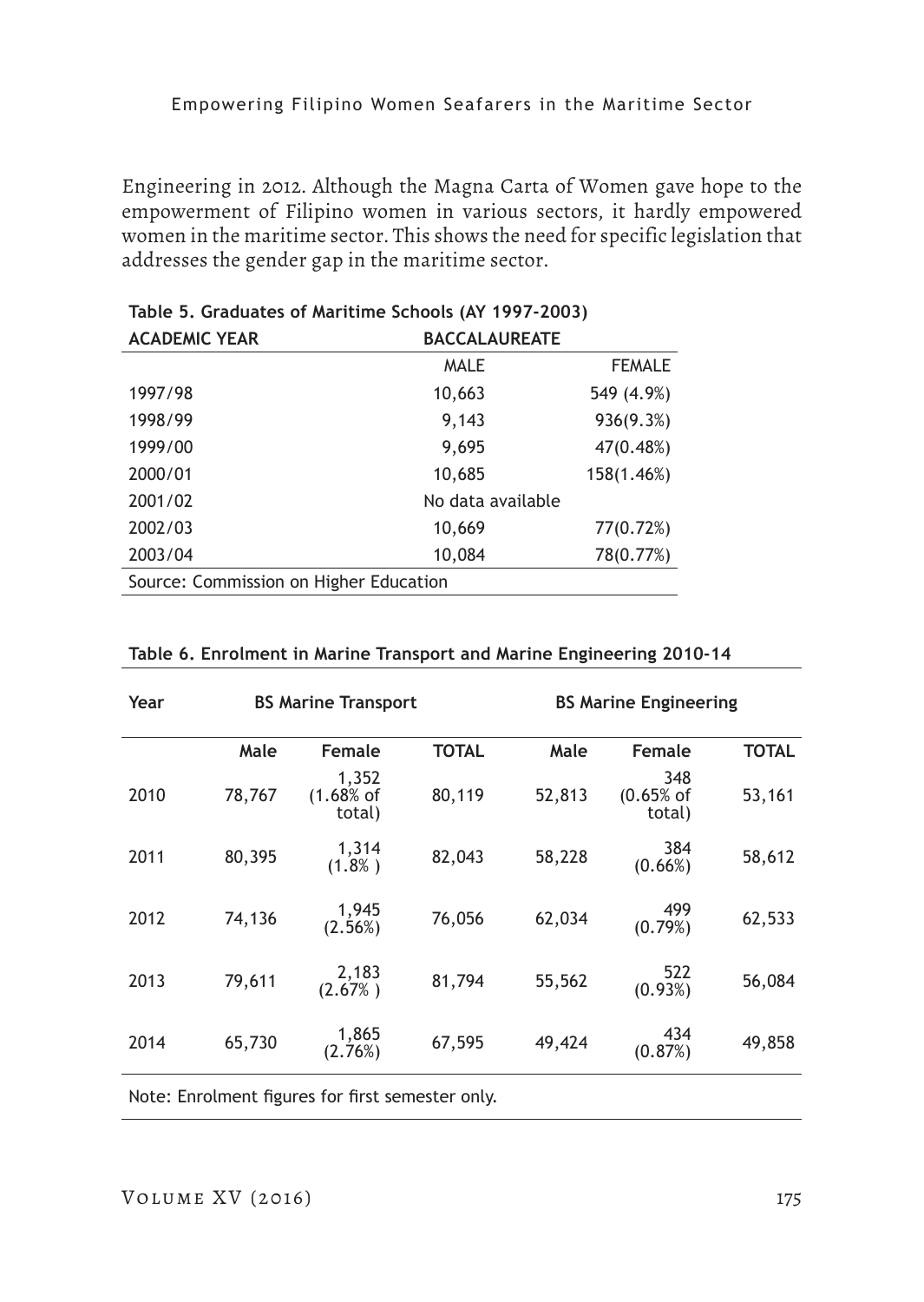Engineering in 2012. Although the Magna Carta of Women gave hope to the empowerment of Filipino women in various sectors, it hardly empowered women in the maritime sector. This shows the need for specific legislation that addresses the gender gap in the maritime sector.

**Table 5. Graduates of Maritime Schools (AY 1997-2003)**

| ACADEMIC YEAR | BACCALAUREATE | |
|---|---|---|
| | MALE | FEMALE |
| 1997/98 | 10,663 | 549 (4.9%) |
| 1998/99 | 9,143 | 936(9.3%) |
| 1999/00 | 9,695 | 47(0.48%) |
| 2000/01 | 10,685 | 158(1.46%) |
| 2001/02 | No data available | |
| 2002/03 | 10,669 | 77(0.72%) |
| 2003/04 | 10,084 | 78(0.77%) |

Source: Commission on Higher Education

**Table 6. Enrolment in Marine Transport and Marine Engineering 2010-14**

| Year | BS Marine Transport | | | BS Marine Engineering | | |
|---|---|---|---|---|---|---|
| | Male | Female | TOTAL | Male | Female | TOTAL |
| 2010 | 78,767 | 1,352 (1.68% of total) | 80,119 | 52,813 | 348 (0.65% of total) | 53,161 |
| 2011 | 80,395 | 1,314 (1.8% ) | 82,043 | 58,228 | 384 (0.66%) | 58,612 |
| 2012 | 74,136 | 1,945 (2.56%) | 76,056 | 62,034 | 499 (0.79%) | 62,533 |
| 2013 | 79,611 | 2,183 (2.67% ) | 81,794 | 55,562 | 522 (0.93%) | 56,084 |
| 2014 | 65,730 | 1,865 (2.76%) | 67,595 | 49,424 | 434 (0.87%) | 49,858 |

Note: Enrolment figures for first semester only.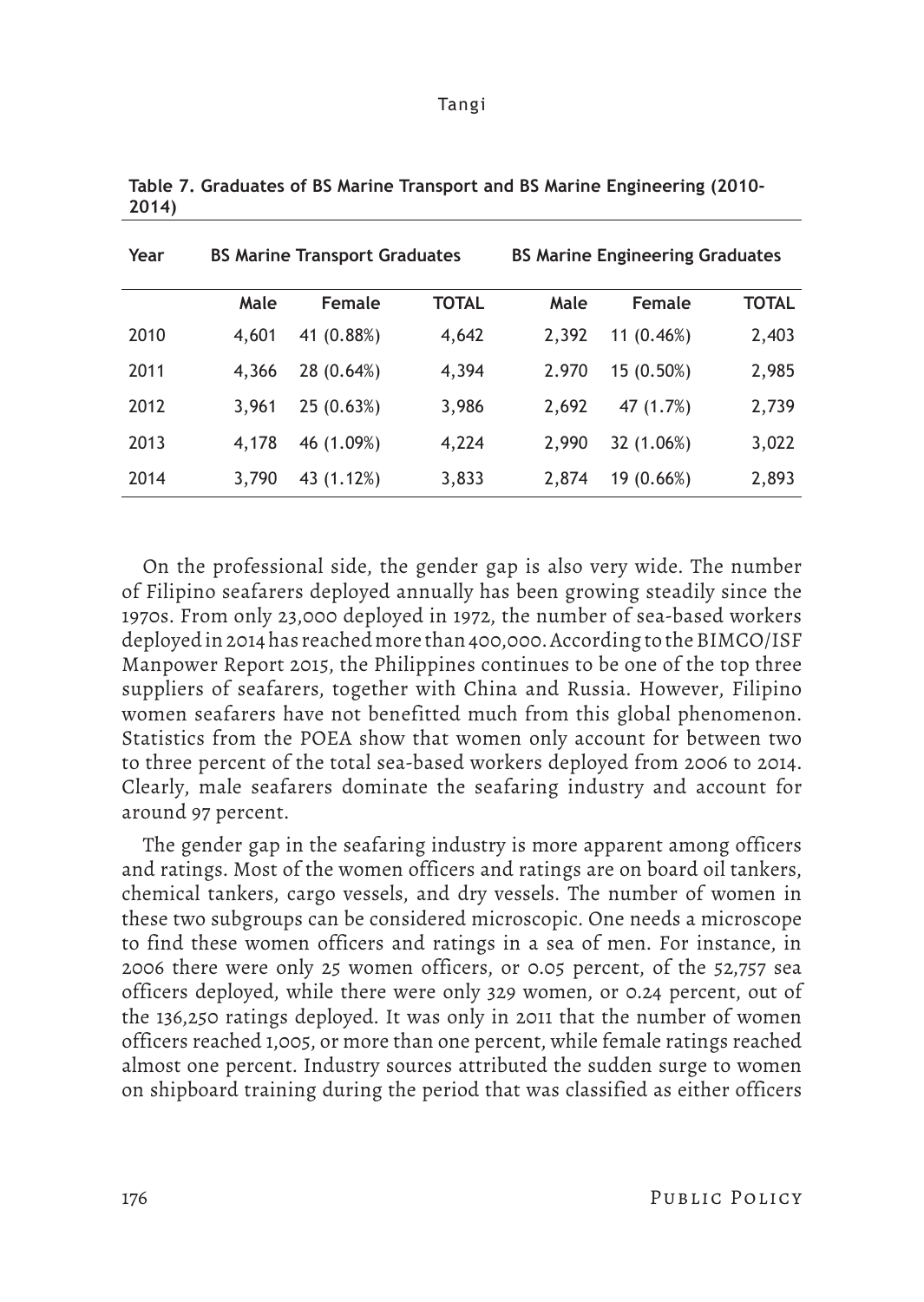**Table 7. Graduates of BS Marine Transport and BS Marine Engineering (2010-2014)**

| Year | BS Marine Transport Graduates | | | BS Marine Engineering Graduates | | |
|---|---|---|---|---|---|---|
| | Male | Female | TOTAL | Male | Female | TOTAL |
| 2010 | 4,601 | 41 (0.88%) | 4,642 | 2,392 | 11 (0.46%) | 2,403 |
| 2011 | 4,366 | 28 (0.64%) | 4,394 | 2.970 | 15 (0.50%) | 2,985 |
| 2012 | 3,961 | 25 (0.63%) | 3,986 | 2,692 | 47 (1.7%) | 2,739 |
| 2013 | 4,178 | 46 (1.09%) | 4,224 | 2,990 | 32 (1.06%) | 3,022 |
| 2014 | 3,790 | 43 (1.12%) | 3,833 | 2,874 | 19 (0.66%) | 2,893 |

On the professional side, the gender gap is also very wide. The number of Filipino seafarers deployed annually has been growing steadily since the 1970s. From only 23,000 deployed in 1972, the number of sea-based workers deployed in 2014 has reached more than 400,000. According to the BIMCO/ISF Manpower Report 2015, the Philippines continues to be one of the top three suppliers of seafarers, together with China and Russia. However, Filipino women seafarers have not benefitted much from this global phenomenon. Statistics from the POEA show that women only account for between two to three percent of the total sea-based workers deployed from 2006 to 2014. Clearly, male seafarers dominate the seafaring industry and account for around 97 percent.

The gender gap in the seafaring industry is more apparent among officers and ratings. Most of the women officers and ratings are on board oil tankers, chemical tankers, cargo vessels, and dry vessels. The number of women in these two subgroups can be considered microscopic. One needs a microscope to find these women officers and ratings in a sea of men. For instance, in 2006 there were only 25 women officers, or 0.05 percent, of the 52,757 sea officers deployed, while there were only 329 women, or 0.24 percent, out of the 136,250 ratings deployed. It was only in 2011 that the number of women officers reached 1,005, or more than one percent, while female ratings reached almost one percent. Industry sources attributed the sudden surge to women on shipboard training during the period that was classified as either officers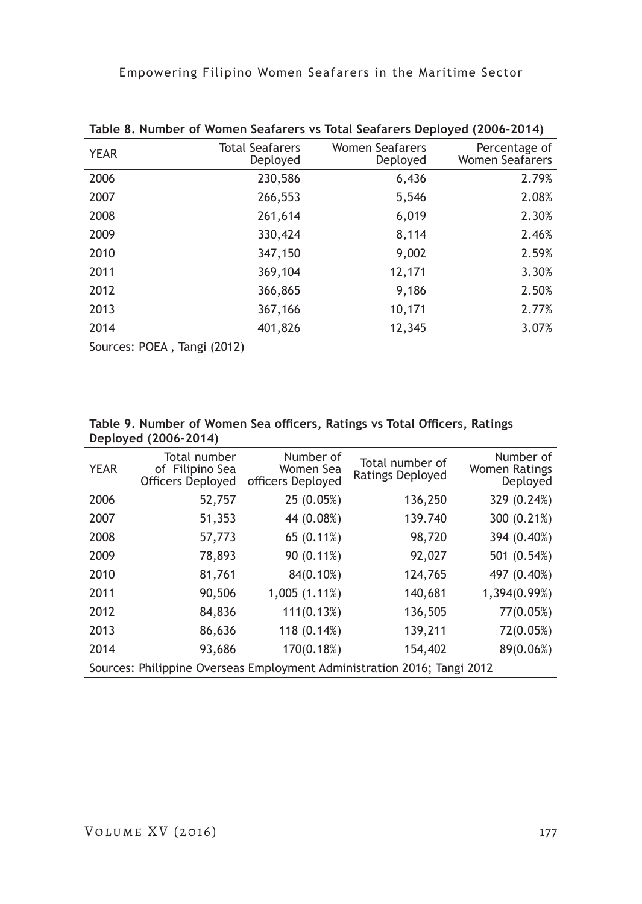**Table 8. Number of Women Seafarers vs Total Seafarers Deployed (2006-2014)**

| YEAR | Total Seafarers Deployed | Women Seafarers Deployed | Percentage of Women Seafarers |
|---|---|---|---|
| 2006 | 230,586 | 6,436 | 2.79% |
| 2007 | 266,553 | 5,546 | 2.08% |
| 2008 | 261,614 | 6,019 | 2.30% |
| 2009 | 330,424 | 8,114 | 2.46% |
| 2010 | 347,150 | 9,002 | 2.59% |
| 2011 | 369,104 | 12,171 | 3.30% |
| 2012 | 366,865 | 9,186 | 2.50% |
| 2013 | 367,166 | 10,171 | 2.77% |
| 2014 | 401,826 | 12,345 | 3.07% |

Sources: POEA , Tangi (2012)

**Table 9. Number of Women Sea officers, Ratings vs Total Officers, Ratings Deployed (2006-2014)**

| YEAR | Total number of Filipino Sea Officers Deployed | Number of Women Sea officers Deployed | Total number of Ratings Deployed | Number of Women Ratings Deployed |
|---|---|---|---|---|
| 2006 | 52,757 | 25 (0.05%) | 136,250 | 329 (0.24%) |
| 2007 | 51,353 | 44 (0.08%) | 139.740 | 300 (0.21%) |
| 2008 | 57,773 | 65 (0.11%) | 98,720 | 394 (0.40%) |
| 2009 | 78,893 | 90 (0.11%) | 92,027 | 501 (0.54%) |
| 2010 | 81,761 | 84(0.10%) | 124,765 | 497 (0.40%) |
| 2011 | 90,506 | 1,005 (1.11%) | 140,681 | 1,394(0.99%) |
| 2012 | 84,836 | 111(0.13%) | 136,505 | 77(0.05%) |
| 2013 | 86,636 | 118 (0.14%) | 139,211 | 72(0.05%) |
| 2014 | 93,686 | 170(0.18%) | 154,402 | 89(0.06%) |

Sources: Philippine Overseas Employment Administration 2016; Tangi 2012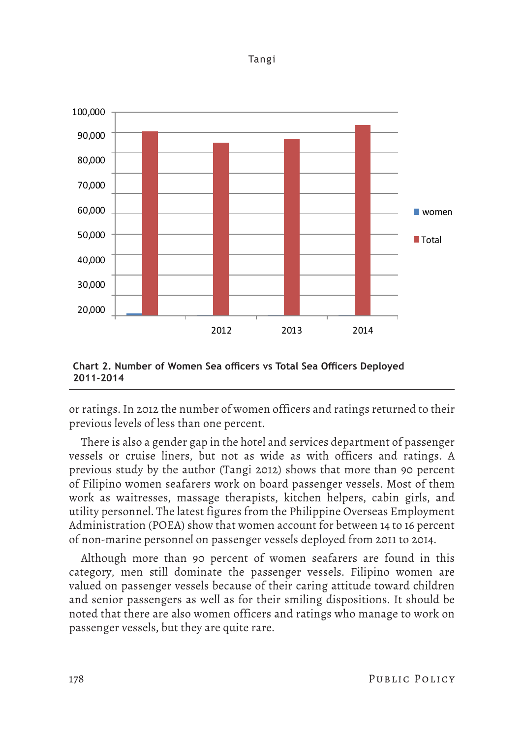**Chart 2. Number of Women Sea officers vs Total Sea Officers Deployed 2011-2014**

or ratings. In 2012 the number of women officers and ratings returned to their previous levels of less than one percent.

There is also a gender gap in the hotel and services department of passenger vessels or cruise liners, but not as wide as with officers and ratings. A previous study by the author (Tangi 2012) shows that more than 90 percent of Filipino women seafarers work on board passenger vessels. Most of them work as waitresses, massage therapists, kitchen helpers, cabin girls, and utility personnel. The latest figures from the Philippine Overseas Employment Administration (POEA) show that women account for between 14 to 16 percent of non-marine personnel on passenger vessels deployed from 2011 to 2014.

Although more than 90 percent of women seafarers are found in this category, men still dominate the passenger vessels. Filipino women are valued on passenger vessels because of their caring attitude toward children and senior passengers as well as for their smiling dispositions. It should be noted that there are also women officers and ratings who manage to work on passenger vessels, but they are quite rare.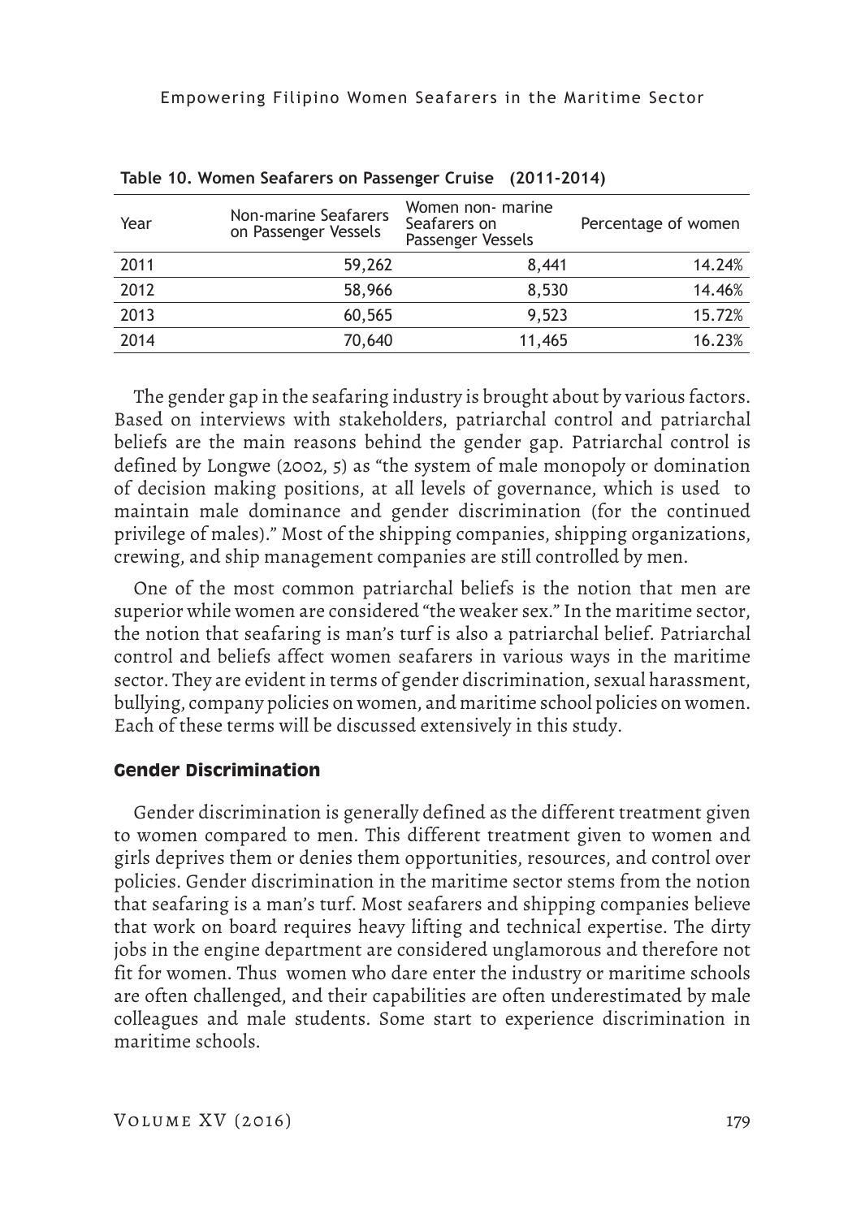**Table 10. Women Seafarers on Passenger Cruise (2011-2014)**

| Year | Non-marine Seafarers on Passenger Vessels | Women non- marine Seafarers on Passenger Vessels | Percentage of women |
|---|---|---|---|
| 2011 | 59,262 | 8,441 | 14.24% |
| 2012 | 58,966 | 8,530 | 14.46% |
| 2013 | 60,565 | 9,523 | 15.72% |
| 2014 | 70,640 | 11,465 | 16.23% |

The gender gap in the seafaring industry is brought about by various factors. Based on interviews with stakeholders, patriarchal control and patriarchal beliefs are the main reasons behind the gender gap. Patriarchal control is defined by Longwe (2002, 5) as "the system of male monopoly or domination of decision making positions, at all levels of governance, which is used to maintain male dominance and gender discrimination (for the continued privilege of males)." Most of the shipping companies, shipping organizations, crewing, and ship management companies are still controlled by men.

One of the most common patriarchal beliefs is the notion that men are superior while women are considered "the weaker sex." In the maritime sector, the notion that seafaring is man's turf is also a patriarchal belief. Patriarchal control and beliefs affect women seafarers in various ways in the maritime sector. They are evident in terms of gender discrimination, sexual harassment, bullying, company policies on women, and maritime school policies on women. Each of these terms will be discussed extensively in this study.

### Gender Discrimination

Gender discrimination is generally defined as the different treatment given to women compared to men. This different treatment given to women and girls deprives them or denies them opportunities, resources, and control over policies. Gender discrimination in the maritime sector stems from the notion that seafaring is a man's turf. Most seafarers and shipping companies believe that work on board requires heavy lifting and technical expertise. The dirty jobs in the engine department are considered unglamorous and therefore not fit for women. Thus women who dare enter the industry or maritime schools are often challenged, and their capabilities are often underestimated by male colleagues and male students. Some start to experience discrimination in maritime schools.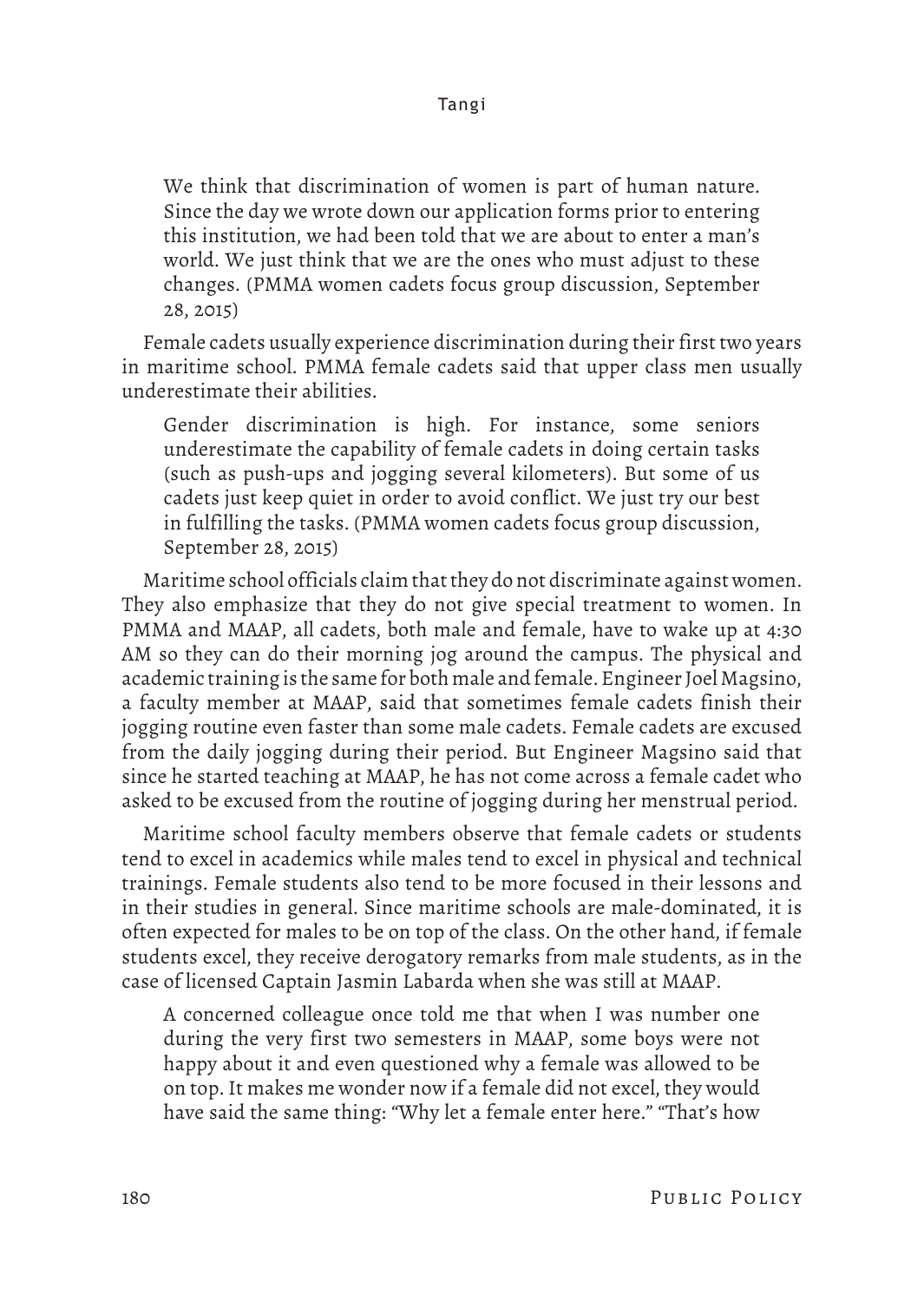> We think that discrimination of women is part of human nature. Since the day we wrote down our application forms prior to entering this institution, we had been told that we are about to enter a man's world. We just think that we are the ones who must adjust to these changes. (PMMA women cadets focus group discussion, September 28, 2015)

Female cadets usually experience discrimination during their first two years in maritime school. PMMA female cadets said that upper class men usually underestimate their abilities.

> Gender discrimination is high. For instance, some seniors underestimate the capability of female cadets in doing certain tasks (such as push-ups and jogging several kilometers). But some of us cadets just keep quiet in order to avoid conflict. We just try our best in fulfilling the tasks. (PMMA women cadets focus group discussion, September 28, 2015)

Maritime school officials claim that they do not discriminate against women. They also emphasize that they do not give special treatment to women. In PMMA and MAAP, all cadets, both male and female, have to wake up at 4:30 AM so they can do their morning jog around the campus. The physical and academic training is the same for both male and female. Engineer Joel Magsino, a faculty member at MAAP, said that sometimes female cadets finish their jogging routine even faster than some male cadets. Female cadets are excused from the daily jogging during their period. But Engineer Magsino said that since he started teaching at MAAP, he has not come across a female cadet who asked to be excused from the routine of jogging during her menstrual period.

Maritime school faculty members observe that female cadets or students tend to excel in academics while males tend to excel in physical and technical trainings. Female students also tend to be more focused in their lessons and in their studies in general. Since maritime schools are male-dominated, it is often expected for males to be on top of the class. On the other hand, if female students excel, they receive derogatory remarks from male students, as in the case of licensed Captain Jasmin Labarda when she was still at MAAP.

> A concerned colleague once told me that when I was number one during the very first two semesters in MAAP, some boys were not happy about it and even questioned why a female was allowed to be on top. It makes me wonder now if a female did not excel, they would have said the same thing: "Why let a female enter here." "That's how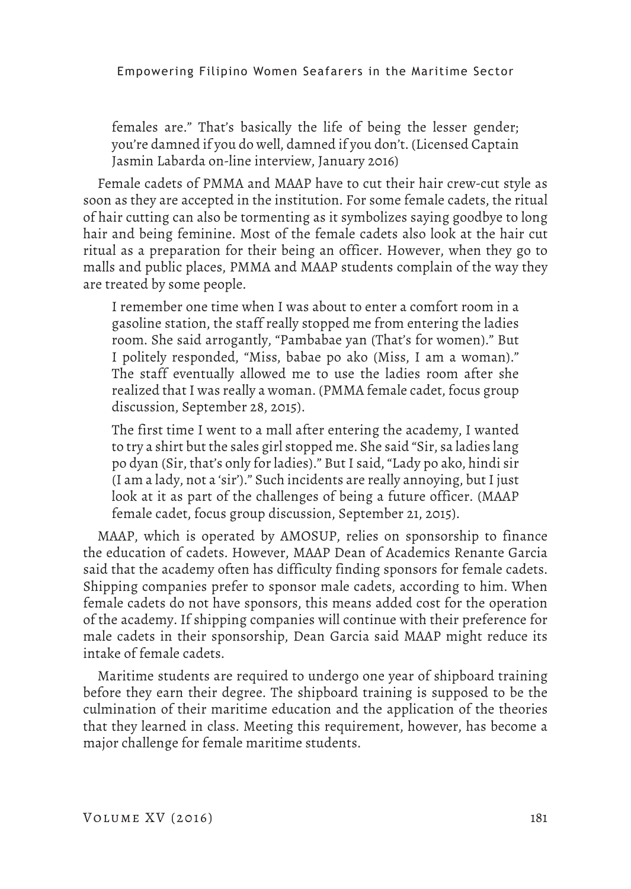> females are." That's basically the life of being the lesser gender; you're damned if you do well, damned if you don't. (Licensed Captain Jasmin Labarda on-line interview, January 2016)

Female cadets of PMMA and MAAP have to cut their hair crew-cut style as soon as they are accepted in the institution. For some female cadets, the ritual of hair cutting can also be tormenting as it symbolizes saying goodbye to long hair and being feminine. Most of the female cadets also look at the hair cut ritual as a preparation for their being an officer. However, when they go to malls and public places, PMMA and MAAP students complain of the way they are treated by some people.

> I remember one time when I was about to enter a comfort room in a gasoline station, the staff really stopped me from entering the ladies room. She said arrogantly, "Pambabae yan (That's for women)." But I politely responded, "Miss, babae po ako (Miss, I am a woman)." The staff eventually allowed me to use the ladies room after she realized that I was really a woman. (PMMA female cadet, focus group discussion, September 28, 2015).

> The first time I went to a mall after entering the academy, I wanted to try a shirt but the sales girl stopped me. She said "Sir, sa ladies lang po dyan (Sir, that's only for ladies)." But I said, "Lady po ako, hindi sir (I am a lady, not a 'sir')." Such incidents are really annoying, but I just look at it as part of the challenges of being a future officer. (MAAP female cadet, focus group discussion, September 21, 2015).

MAAP, which is operated by AMOSUP, relies on sponsorship to finance the education of cadets. However, MAAP Dean of Academics Renante Garcia said that the academy often has difficulty finding sponsors for female cadets. Shipping companies prefer to sponsor male cadets, according to him. When female cadets do not have sponsors, this means added cost for the operation of the academy. If shipping companies will continue with their preference for male cadets in their sponsorship, Dean Garcia said MAAP might reduce its intake of female cadets.

Maritime students are required to undergo one year of shipboard training before they earn their degree. The shipboard training is supposed to be the culmination of their maritime education and the application of the theories that they learned in class. Meeting this requirement, however, has become a major challenge for female maritime students.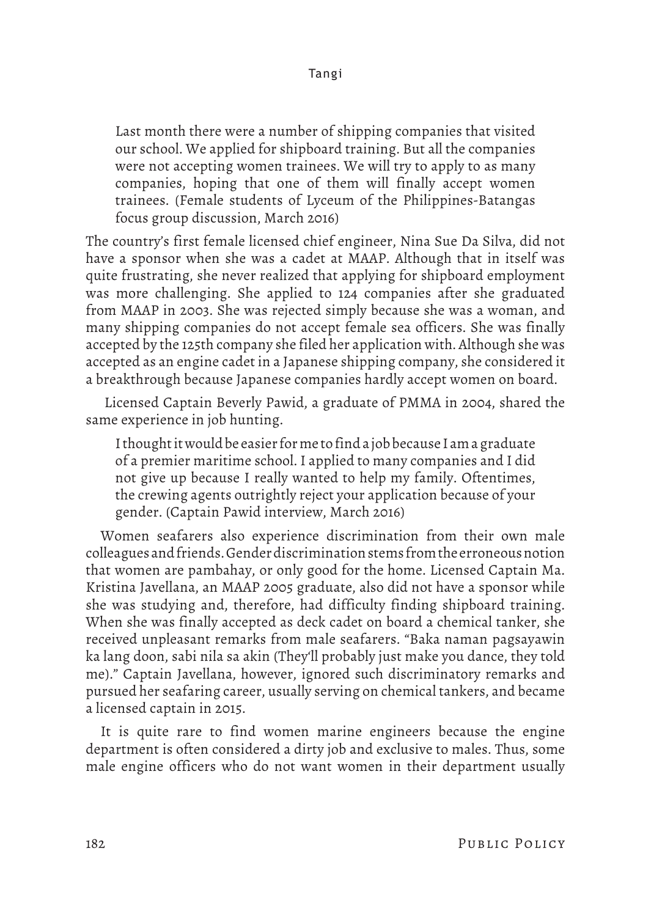> Last month there were a number of shipping companies that visited our school. We applied for shipboard training. But all the companies were not accepting women trainees. We will try to apply to as many companies, hoping that one of them will finally accept women trainees. (Female students of Lyceum of the Philippines-Batangas focus group discussion, March 2016)

The country's first female licensed chief engineer, Nina Sue Da Silva, did not have a sponsor when she was a cadet at MAAP. Although that in itself was quite frustrating, she never realized that applying for shipboard employment was more challenging. She applied to 124 companies after she graduated from MAAP in 2003. She was rejected simply because she was a woman, and many shipping companies do not accept female sea officers. She was finally accepted by the 125th company she filed her application with. Although she was accepted as an engine cadet in a Japanese shipping company, she considered it a breakthrough because Japanese companies hardly accept women on board.

Licensed Captain Beverly Pawid, a graduate of PMMA in 2004, shared the same experience in job hunting.

> I thought it would be easier for me to find a job because I am a graduate of a premier maritime school. I applied to many companies and I did not give up because I really wanted to help my family. Oftentimes, the crewing agents outrightly reject your application because of your gender. (Captain Pawid interview, March 2016)

Women seafarers also experience discrimination from their own male colleagues and friends. Gender discrimination stems from the erroneous notion that women are pambahay, or only good for the home. Licensed Captain Ma. Kristina Javellana, an MAAP 2005 graduate, also did not have a sponsor while she was studying and, therefore, had difficulty finding shipboard training. When she was finally accepted as deck cadet on board a chemical tanker, she received unpleasant remarks from male seafarers. "Baka naman pagsayawin ka lang doon, sabi nila sa akin (They'll probably just make you dance, they told me)." Captain Javellana, however, ignored such discriminatory remarks and pursued her seafaring career, usually serving on chemical tankers, and became a licensed captain in 2015.

It is quite rare to find women marine engineers because the engine department is often considered a dirty job and exclusive to males. Thus, some male engine officers who do not want women in their department usually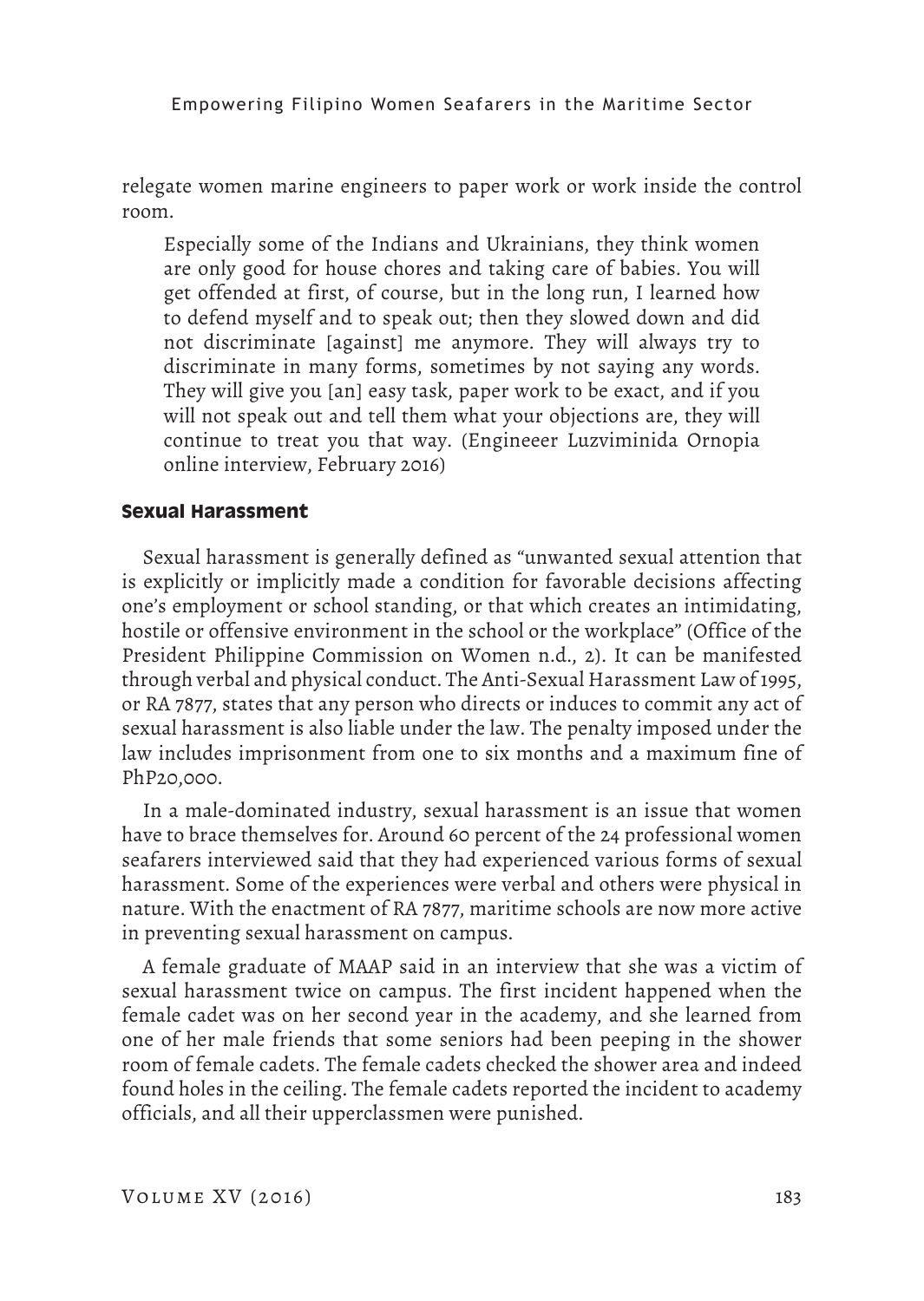relegate women marine engineers to paper work or work inside the control room.

> Especially some of the Indians and Ukrainians, they think women are only good for house chores and taking care of babies. You will get offended at first, of course, but in the long run, I learned how to defend myself and to speak out; then they slowed down and did not discriminate [against] me anymore. They will always try to discriminate in many forms, sometimes by not saying any words. They will give you [an] easy task, paper work to be exact, and if you will not speak out and tell them what your objections are, they will continue to treat you that way. (Engineeer Luzviminida Ornopia online interview, February 2016)

### Sexual Harassment

Sexual harassment is generally defined as "unwanted sexual attention that is explicitly or implicitly made a condition for favorable decisions affecting one's employment or school standing, or that which creates an intimidating, hostile or offensive environment in the school or the workplace" (Office of the President Philippine Commission on Women n.d., 2). It can be manifested through verbal and physical conduct. The Anti-Sexual Harassment Law of 1995, or RA 7877, states that any person who directs or induces to commit any act of sexual harassment is also liable under the law. The penalty imposed under the law includes imprisonment from one to six months and a maximum fine of PhP20,000.

In a male-dominated industry, sexual harassment is an issue that women have to brace themselves for. Around 60 percent of the 24 professional women seafarers interviewed said that they had experienced various forms of sexual harassment. Some of the experiences were verbal and others were physical in nature. With the enactment of RA 7877, maritime schools are now more active in preventing sexual harassment on campus.

A female graduate of MAAP said in an interview that she was a victim of sexual harassment twice on campus. The first incident happened when the female cadet was on her second year in the academy, and she learned from one of her male friends that some seniors had been peeping in the shower room of female cadets. The female cadets checked the shower area and indeed found holes in the ceiling. The female cadets reported the incident to academy officials, and all their upperclassmen were punished.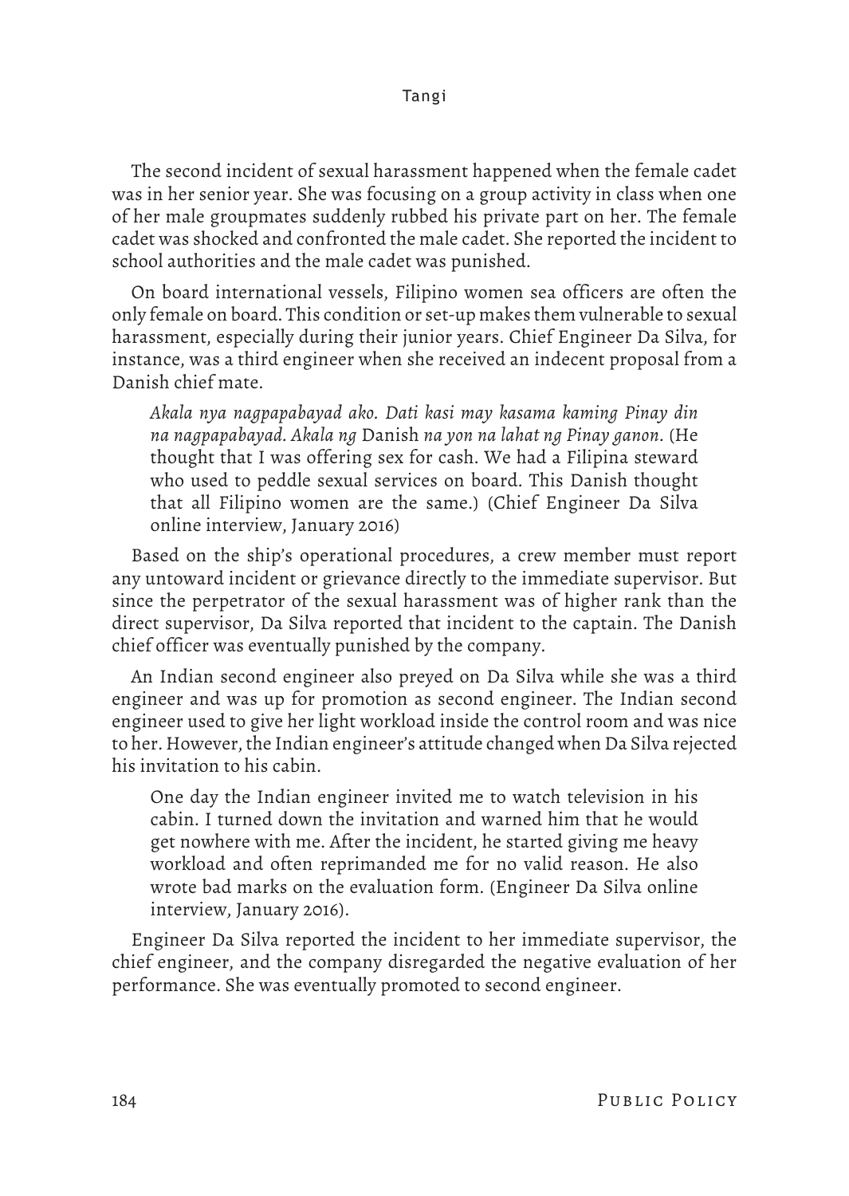The second incident of sexual harassment happened when the female cadet was in her senior year. She was focusing on a group activity in class when one of her male groupmates suddenly rubbed his private part on her. The female cadet was shocked and confronted the male cadet. She reported the incident to school authorities and the male cadet was punished.

On board international vessels, Filipino women sea officers are often the only female on board. This condition or set-up makes them vulnerable to sexual harassment, especially during their junior years. Chief Engineer Da Silva, for instance, was a third engineer when she received an indecent proposal from a Danish chief mate.

> *Akala nya nagpapabayad ako. Dati kasi may kasama kaming Pinay din na nagpapabayad. Akala ng* Danish *na yon na lahat ng Pinay ganon*. (He thought that I was offering sex for cash. We had a Filipina steward who used to peddle sexual services on board. This Danish thought that all Filipino women are the same.) (Chief Engineer Da Silva online interview, January 2016)

Based on the ship's operational procedures, a crew member must report any untoward incident or grievance directly to the immediate supervisor. But since the perpetrator of the sexual harassment was of higher rank than the direct supervisor, Da Silva reported that incident to the captain. The Danish chief officer was eventually punished by the company.

An Indian second engineer also preyed on Da Silva while she was a third engineer and was up for promotion as second engineer. The Indian second engineer used to give her light workload inside the control room and was nice to her. However, the Indian engineer's attitude changed when Da Silva rejected his invitation to his cabin.

> One day the Indian engineer invited me to watch television in his cabin. I turned down the invitation and warned him that he would get nowhere with me. After the incident, he started giving me heavy workload and often reprimanded me for no valid reason. He also wrote bad marks on the evaluation form. (Engineer Da Silva online interview, January 2016).

Engineer Da Silva reported the incident to her immediate supervisor, the chief engineer, and the company disregarded the negative evaluation of her performance. She was eventually promoted to second engineer.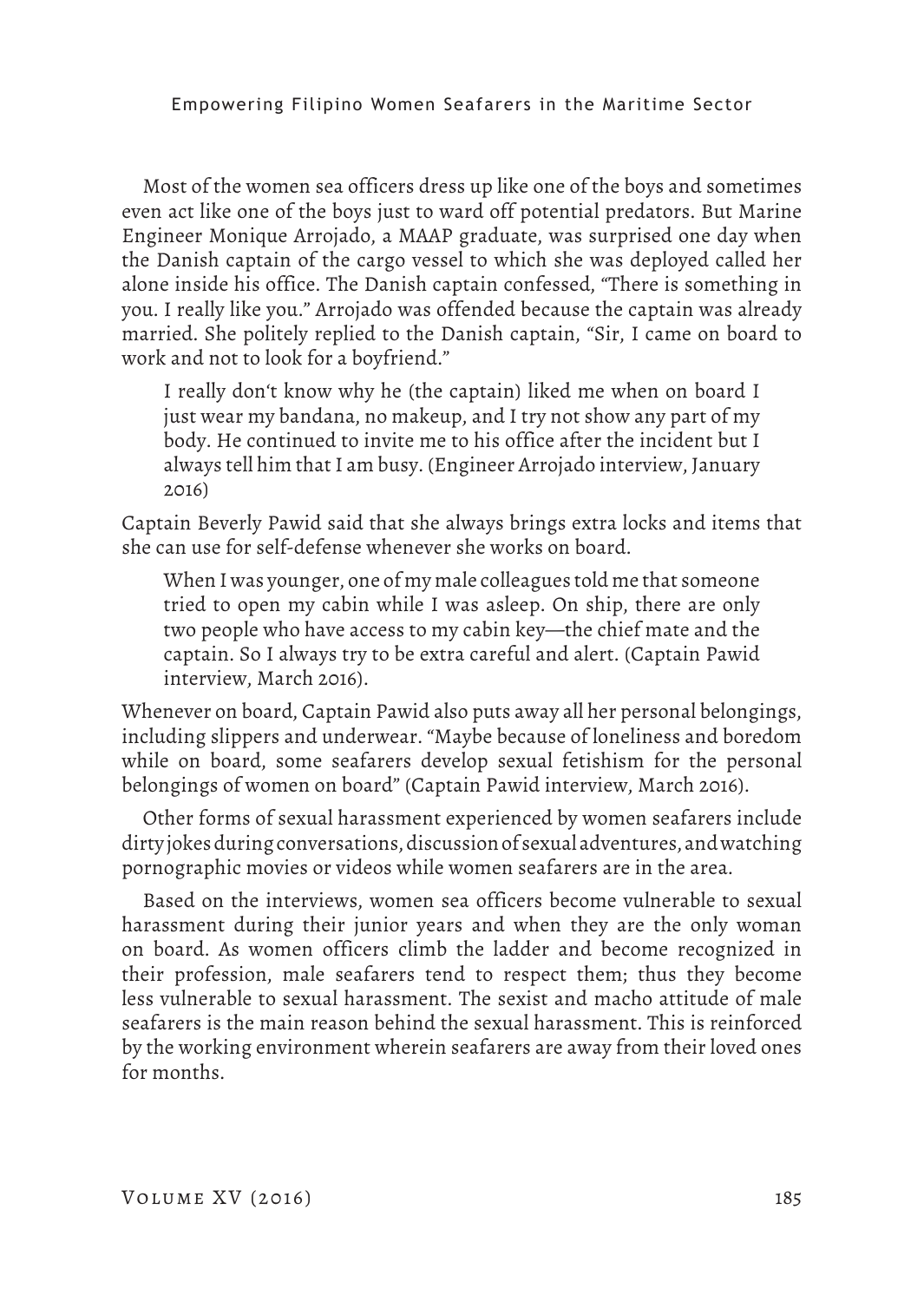Most of the women sea officers dress up like one of the boys and sometimes even act like one of the boys just to ward off potential predators. But Marine Engineer Monique Arrojado, a MAAP graduate, was surprised one day when the Danish captain of the cargo vessel to which she was deployed called her alone inside his office. The Danish captain confessed, "There is something in you. I really like you." Arrojado was offended because the captain was already married. She politely replied to the Danish captain, "Sir, I came on board to work and not to look for a boyfriend."

> I really don't know why he (the captain) liked me when on board I just wear my bandana, no makeup, and I try not show any part of my body. He continued to invite me to his office after the incident but I always tell him that I am busy. (Engineer Arrojado interview, January 2016)

Captain Beverly Pawid said that she always brings extra locks and items that she can use for self-defense whenever she works on board.

> When I was younger, one of my male colleagues told me that someone tried to open my cabin while I was asleep. On ship, there are only two people who have access to my cabin key—the chief mate and the captain. So I always try to be extra careful and alert. (Captain Pawid interview, March 2016).

Whenever on board, Captain Pawid also puts away all her personal belongings, including slippers and underwear. "Maybe because of loneliness and boredom while on board, some seafarers develop sexual fetishism for the personal belongings of women on board" (Captain Pawid interview, March 2016).

Other forms of sexual harassment experienced by women seafarers include dirty jokes during conversations, discussion of sexual adventures, and watching pornographic movies or videos while women seafarers are in the area.

Based on the interviews, women sea officers become vulnerable to sexual harassment during their junior years and when they are the only woman on board. As women officers climb the ladder and become recognized in their profession, male seafarers tend to respect them; thus they become less vulnerable to sexual harassment. The sexist and macho attitude of male seafarers is the main reason behind the sexual harassment. This is reinforced by the working environment wherein seafarers are away from their loved ones for months.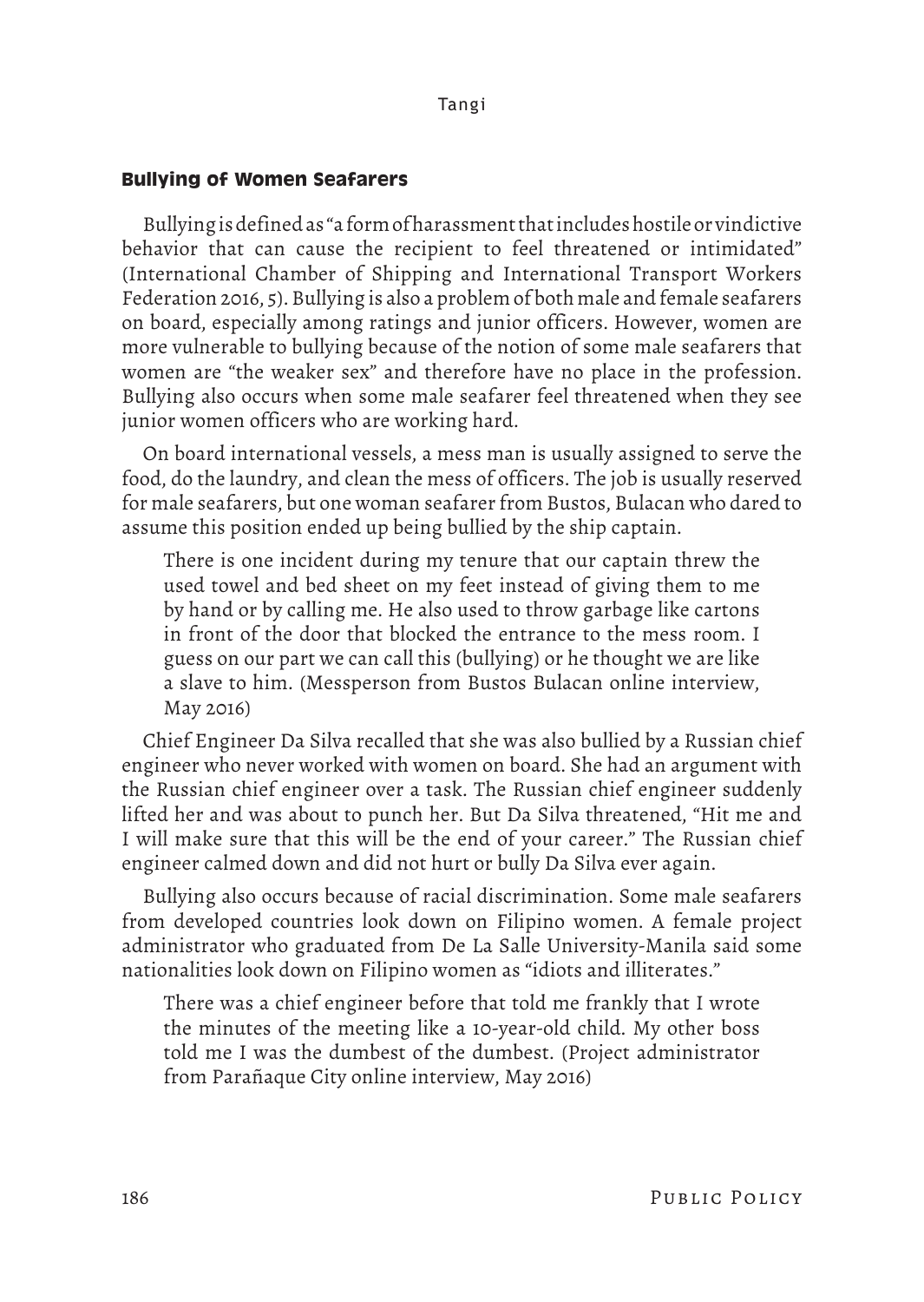### Bullying of Women Seafarers

Bullying is defined as "a form of harassment that includes hostile or vindictive behavior that can cause the recipient to feel threatened or intimidated" (International Chamber of Shipping and International Transport Workers Federation 2016, 5). Bullying is also a problem of both male and female seafarers on board, especially among ratings and junior officers. However, women are more vulnerable to bullying because of the notion of some male seafarers that women are "the weaker sex" and therefore have no place in the profession. Bullying also occurs when some male seafarer feel threatened when they see junior women officers who are working hard.

On board international vessels, a mess man is usually assigned to serve the food, do the laundry, and clean the mess of officers. The job is usually reserved for male seafarers, but one woman seafarer from Bustos, Bulacan who dared to assume this position ended up being bullied by the ship captain.

> There is one incident during my tenure that our captain threw the used towel and bed sheet on my feet instead of giving them to me by hand or by calling me. He also used to throw garbage like cartons in front of the door that blocked the entrance to the mess room. I guess on our part we can call this (bullying) or he thought we are like a slave to him. (Messperson from Bustos Bulacan online interview, May 2016)

Chief Engineer Da Silva recalled that she was also bullied by a Russian chief engineer who never worked with women on board. She had an argument with the Russian chief engineer over a task. The Russian chief engineer suddenly lifted her and was about to punch her. But Da Silva threatened, "Hit me and I will make sure that this will be the end of your career." The Russian chief engineer calmed down and did not hurt or bully Da Silva ever again.

Bullying also occurs because of racial discrimination. Some male seafarers from developed countries look down on Filipino women. A female project administrator who graduated from De La Salle University-Manila said some nationalities look down on Filipino women as "idiots and illiterates."

> There was a chief engineer before that told me frankly that I wrote the minutes of the meeting like a 10-year-old child. My other boss told me I was the dumbest of the dumbest. (Project administrator from Parañaque City online interview, May 2016)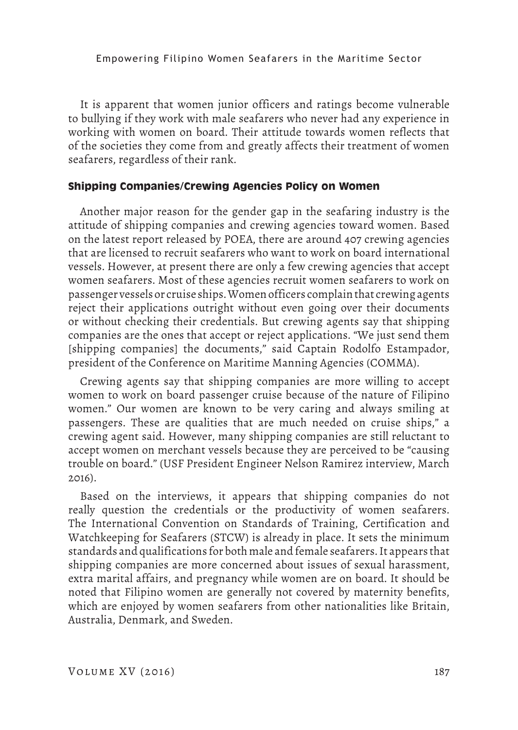It is apparent that women junior officers and ratings become vulnerable to bullying if they work with male seafarers who never had any experience in working with women on board. Their attitude towards women reflects that of the societies they come from and greatly affects their treatment of women seafarers, regardless of their rank.

### Shipping Companies/Crewing Agencies Policy on Women

Another major reason for the gender gap in the seafaring industry is the attitude of shipping companies and crewing agencies toward women. Based on the latest report released by POEA, there are around 407 crewing agencies that are licensed to recruit seafarers who want to work on board international vessels. However, at present there are only a few crewing agencies that accept women seafarers. Most of these agencies recruit women seafarers to work on passenger vessels or cruise ships. Women officers complain that crewing agents reject their applications outright without even going over their documents or without checking their credentials. But crewing agents say that shipping companies are the ones that accept or reject applications. "We just send them [shipping companies] the documents," said Captain Rodolfo Estampador, president of the Conference on Maritime Manning Agencies (COMMA).

Crewing agents say that shipping companies are more willing to accept women to work on board passenger cruise because of the nature of Filipino women." Our women are known to be very caring and always smiling at passengers. These are qualities that are much needed on cruise ships," a crewing agent said. However, many shipping companies are still reluctant to accept women on merchant vessels because they are perceived to be "causing trouble on board." (USF President Engineer Nelson Ramirez interview, March 2016).

Based on the interviews, it appears that shipping companies do not really question the credentials or the productivity of women seafarers. The International Convention on Standards of Training, Certification and Watchkeeping for Seafarers (STCW) is already in place. It sets the minimum standards and qualifications for both male and female seafarers. It appears that shipping companies are more concerned about issues of sexual harassment, extra marital affairs, and pregnancy while women are on board. It should be noted that Filipino women are generally not covered by maternity benefits, which are enjoyed by women seafarers from other nationalities like Britain, Australia, Denmark, and Sweden.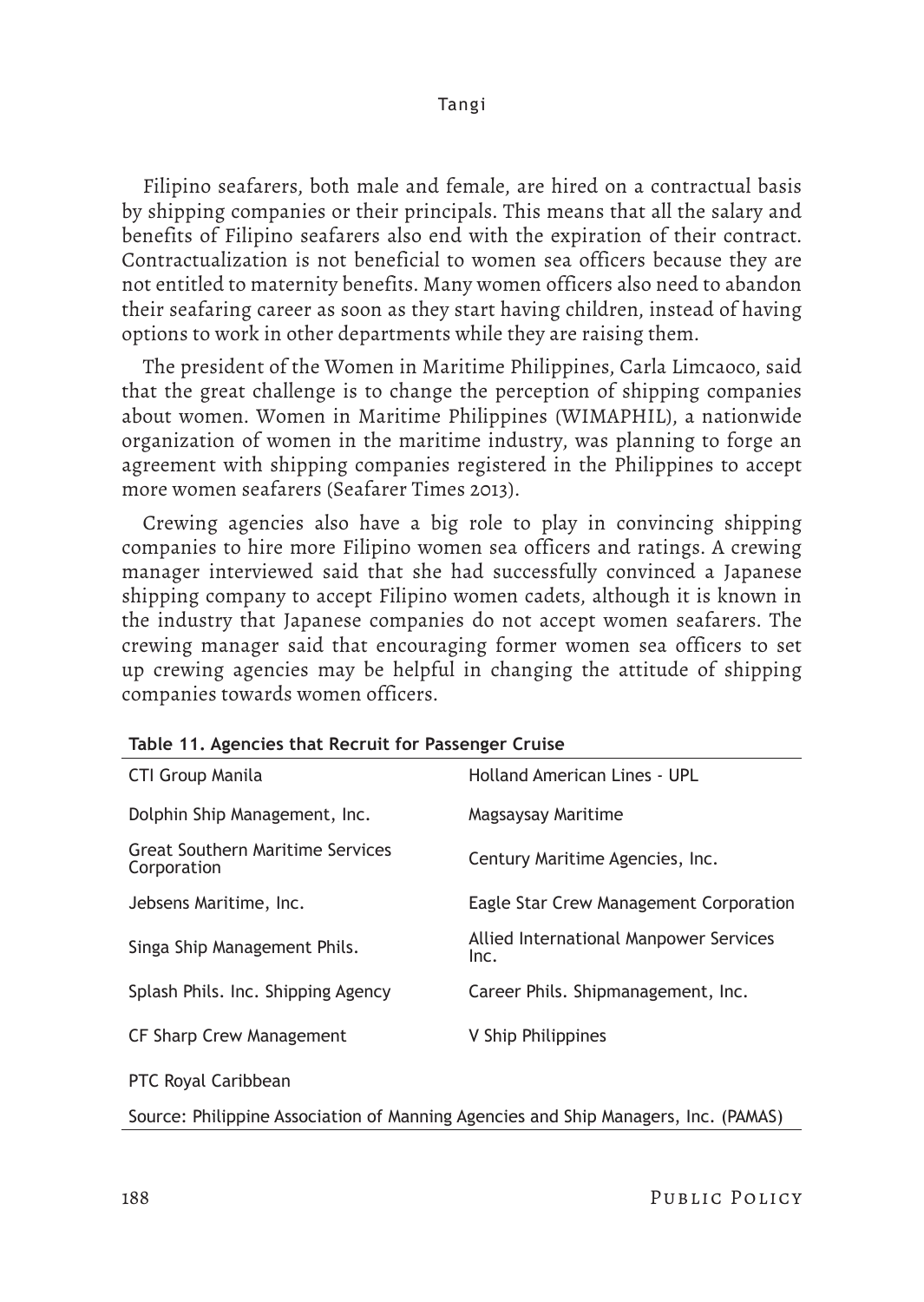Filipino seafarers, both male and female, are hired on a contractual basis by shipping companies or their principals. This means that all the salary and benefits of Filipino seafarers also end with the expiration of their contract. Contractualization is not beneficial to women sea officers because they are not entitled to maternity benefits. Many women officers also need to abandon their seafaring career as soon as they start having children, instead of having options to work in other departments while they are raising them.

The president of the Women in Maritime Philippines, Carla Limcaoco, said that the great challenge is to change the perception of shipping companies about women. Women in Maritime Philippines (WIMAPHIL), a nationwide organization of women in the maritime industry, was planning to forge an agreement with shipping companies registered in the Philippines to accept more women seafarers (Seafarer Times 2013).

Crewing agencies also have a big role to play in convincing shipping companies to hire more Filipino women sea officers and ratings. A crewing manager interviewed said that she had successfully convinced a Japanese shipping company to accept Filipino women cadets, although it is known in the industry that Japanese companies do not accept women seafarers. The crewing manager said that encouraging former women sea officers to set up crewing agencies may be helpful in changing the attitude of shipping companies towards women officers.

**Table 11. Agencies that Recruit for Passenger Cruise**

| | |
|---|---|
| CTI Group Manila | Holland American Lines - UPL |
| Dolphin Ship Management, Inc. | Magsaysay Maritime |
| Great Southern Maritime Services Corporation | Century Maritime Agencies, Inc. |
| Jebsens Maritime, Inc. | Eagle Star Crew Management Corporation |
| Singa Ship Management Phils. | Allied International Manpower Services Inc. |
| Splash Phils. Inc. Shipping Agency | Career Phils. Shipmanagement, Inc. |
| CF Sharp Crew Management | V Ship Philippines |
| PTC Royal Caribbean | |

Source: Philippine Association of Manning Agencies and Ship Managers, Inc. (PAMAS)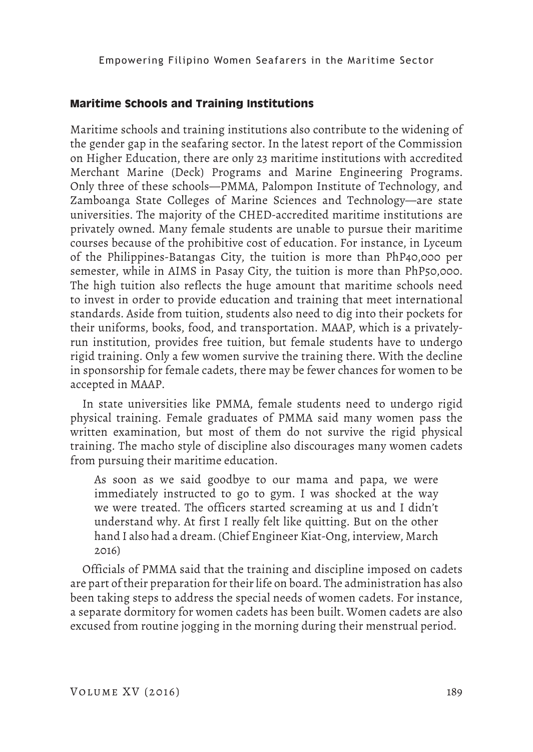### Maritime Schools and Training Institutions

Maritime schools and training institutions also contribute to the widening of the gender gap in the seafaring sector. In the latest report of the Commission on Higher Education, there are only 23 maritime institutions with accredited Merchant Marine (Deck) Programs and Marine Engineering Programs. Only three of these schools—PMMA, Palompon Institute of Technology, and Zamboanga State Colleges of Marine Sciences and Technology—are state universities. The majority of the CHED-accredited maritime institutions are privately owned. Many female students are unable to pursue their maritime courses because of the prohibitive cost of education. For instance, in Lyceum of the Philippines-Batangas City, the tuition is more than PhP40,000 per semester, while in AIMS in Pasay City, the tuition is more than PhP50,000. The high tuition also reflects the huge amount that maritime schools need to invest in order to provide education and training that meet international standards. Aside from tuition, students also need to dig into their pockets for their uniforms, books, food, and transportation. MAAP, which is a privately-run institution, provides free tuition, but female students have to undergo rigid training. Only a few women survive the training there. With the decline in sponsorship for female cadets, there may be fewer chances for women to be accepted in MAAP.

In state universities like PMMA, female students need to undergo rigid physical training. Female graduates of PMMA said many women pass the written examination, but most of them do not survive the rigid physical training. The macho style of discipline also discourages many women cadets from pursuing their maritime education.

> As soon as we said goodbye to our mama and papa, we were immediately instructed to go to gym. I was shocked at the way we were treated. The officers started screaming at us and I didn't understand why. At first I really felt like quitting. But on the other hand I also had a dream. (Chief Engineer Kiat-Ong, interview, March 2016)

Officials of PMMA said that the training and discipline imposed on cadets are part of their preparation for their life on board. The administration has also been taking steps to address the special needs of women cadets. For instance, a separate dormitory for women cadets has been built. Women cadets are also excused from routine jogging in the morning during their menstrual period.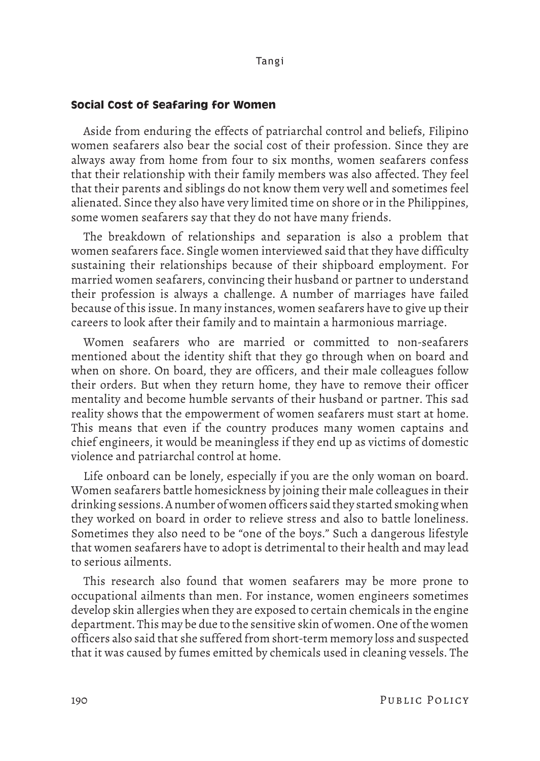## Social Cost of Seafaring for Women

Aside from enduring the effects of patriarchal control and beliefs, Filipino women seafarers also bear the social cost of their profession. Since they are always away from home from four to six months, women seafarers confess that their relationship with their family members was also affected. They feel that their parents and siblings do not know them very well and sometimes feel alienated. Since they also have very limited time on shore or in the Philippines, some women seafarers say that they do not have many friends.

The breakdown of relationships and separation is also a problem that women seafarers face. Single women interviewed said that they have difficulty sustaining their relationships because of their shipboard employment. For married women seafarers, convincing their husband or partner to understand their profession is always a challenge. A number of marriages have failed because of this issue. In many instances, women seafarers have to give up their careers to look after their family and to maintain a harmonious marriage.

Women seafarers who are married or committed to non-seafarers mentioned about the identity shift that they go through when on board and when on shore. On board, they are officers, and their male colleagues follow their orders. But when they return home, they have to remove their officer mentality and become humble servants of their husband or partner. This sad reality shows that the empowerment of women seafarers must start at home. This means that even if the country produces many women captains and chief engineers, it would be meaningless if they end up as victims of domestic violence and patriarchal control at home.

Life onboard can be lonely, especially if you are the only woman on board. Women seafarers battle homesickness by joining their male colleagues in their drinking sessions. A number of women officers said they started smoking when they worked on board in order to relieve stress and also to battle loneliness. Sometimes they also need to be "one of the boys." Such a dangerous lifestyle that women seafarers have to adopt is detrimental to their health and may lead to serious ailments.

This research also found that women seafarers may be more prone to occupational ailments than men. For instance, women engineers sometimes develop skin allergies when they are exposed to certain chemicals in the engine department. This may be due to the sensitive skin of women. One of the women officers also said that she suffered from short-term memory loss and suspected that it was caused by fumes emitted by chemicals used in cleaning vessels. The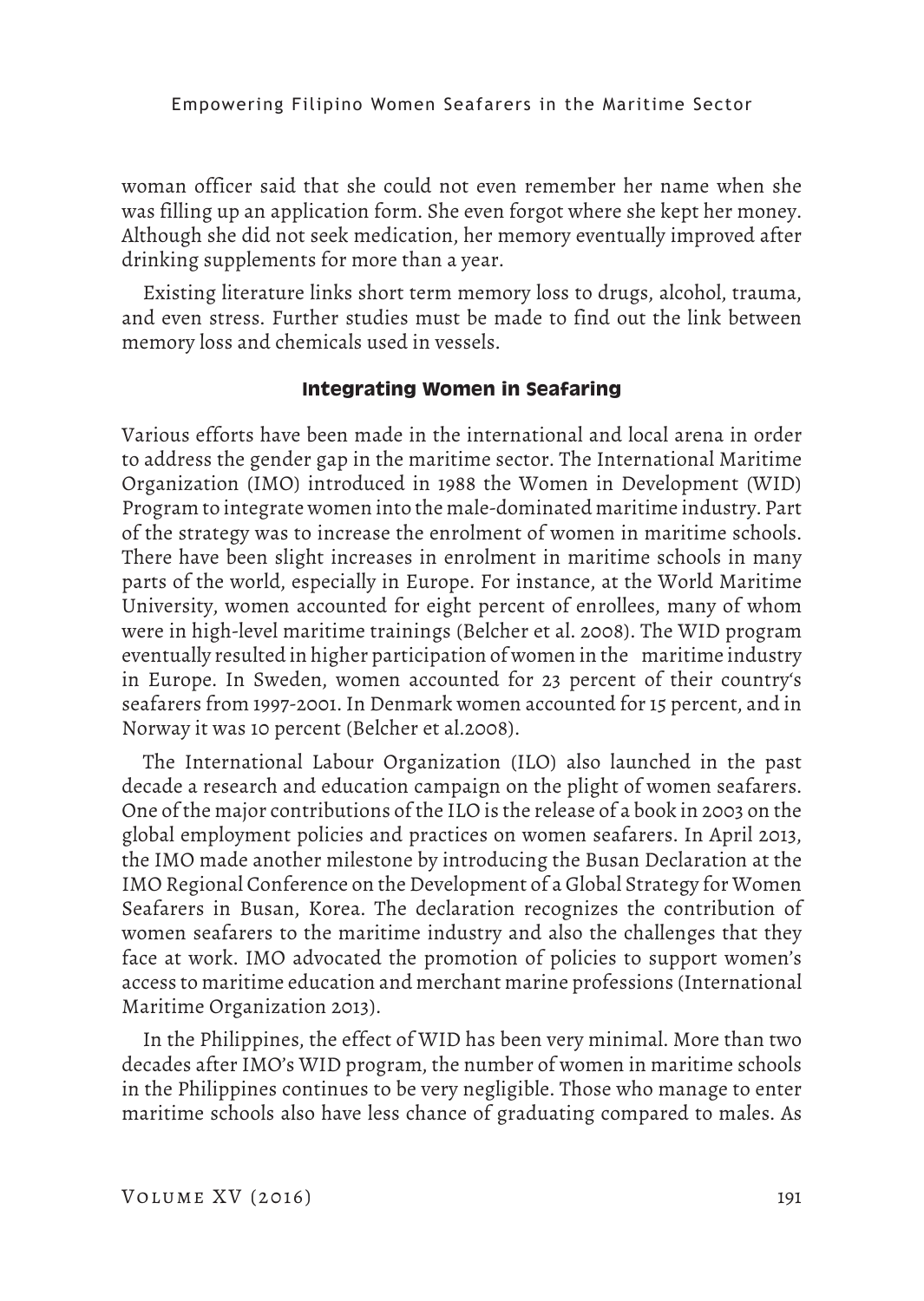woman officer said that she could not even remember her name when she was filling up an application form. She even forgot where she kept her money. Although she did not seek medication, her memory eventually improved after drinking supplements for more than a year.

Existing literature links short term memory loss to drugs, alcohol, trauma, and even stress. Further studies must be made to find out the link between memory loss and chemicals used in vessels.

## Integrating Women in Seafaring

Various efforts have been made in the international and local arena in order to address the gender gap in the maritime sector. The International Maritime Organization (IMO) introduced in 1988 the Women in Development (WID) Program to integrate women into the male-dominated maritime industry. Part of the strategy was to increase the enrolment of women in maritime schools. There have been slight increases in enrolment in maritime schools in many parts of the world, especially in Europe. For instance, at the World Maritime University, women accounted for eight percent of enrollees, many of whom were in high-level maritime trainings (Belcher et al. 2008). The WID program eventually resulted in higher participation of women in the maritime industry in Europe. In Sweden, women accounted for 23 percent of their country's seafarers from 1997-2001. In Denmark women accounted for 15 percent, and in Norway it was 10 percent (Belcher et al.2008).

The International Labour Organization (ILO) also launched in the past decade a research and education campaign on the plight of women seafarers. One of the major contributions of the ILO is the release of a book in 2003 on the global employment policies and practices on women seafarers. In April 2013, the IMO made another milestone by introducing the Busan Declaration at the IMO Regional Conference on the Development of a Global Strategy for Women Seafarers in Busan, Korea. The declaration recognizes the contribution of women seafarers to the maritime industry and also the challenges that they face at work. IMO advocated the promotion of policies to support women's access to maritime education and merchant marine professions (International Maritime Organization 2013).

In the Philippines, the effect of WID has been very minimal. More than two decades after IMO's WID program, the number of women in maritime schools in the Philippines continues to be very negligible. Those who manage to enter maritime schools also have less chance of graduating compared to males. As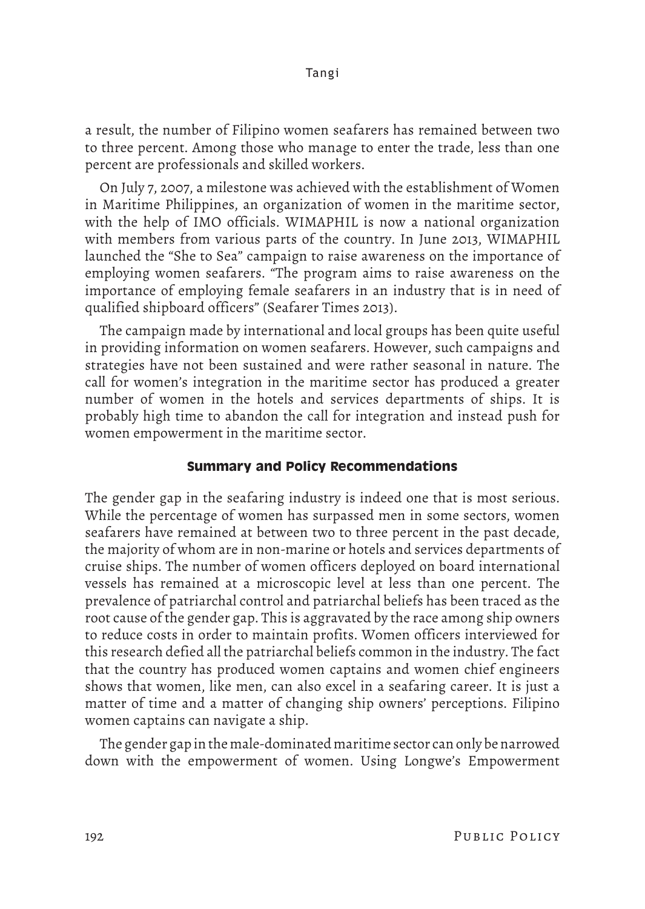a result, the number of Filipino women seafarers has remained between two to three percent. Among those who manage to enter the trade, less than one percent are professionals and skilled workers.

On July 7, 2007, a milestone was achieved with the establishment of Women in Maritime Philippines, an organization of women in the maritime sector, with the help of IMO officials. WIMAPHIL is now a national organization with members from various parts of the country. In June 2013, WIMAPHIL launched the "She to Sea" campaign to raise awareness on the importance of employing women seafarers. "The program aims to raise awareness on the importance of employing female seafarers in an industry that is in need of qualified shipboard officers" (Seafarer Times 2013).

The campaign made by international and local groups has been quite useful in providing information on women seafarers. However, such campaigns and strategies have not been sustained and were rather seasonal in nature. The call for women's integration in the maritime sector has produced a greater number of women in the hotels and services departments of ships. It is probably high time to abandon the call for integration and instead push for women empowerment in the maritime sector.

## Summary and Policy Recommendations

The gender gap in the seafaring industry is indeed one that is most serious. While the percentage of women has surpassed men in some sectors, women seafarers have remained at between two to three percent in the past decade, the majority of whom are in non-marine or hotels and services departments of cruise ships. The number of women officers deployed on board international vessels has remained at a microscopic level at less than one percent. The prevalence of patriarchal control and patriarchal beliefs has been traced as the root cause of the gender gap. This is aggravated by the race among ship owners to reduce costs in order to maintain profits. Women officers interviewed for this research defied all the patriarchal beliefs common in the industry. The fact that the country has produced women captains and women chief engineers shows that women, like men, can also excel in a seafaring career. It is just a matter of time and a matter of changing ship owners' perceptions. Filipino women captains can navigate a ship.

The gender gap in the male-dominated maritime sector can only be narrowed down with the empowerment of women. Using Longwe's Empowerment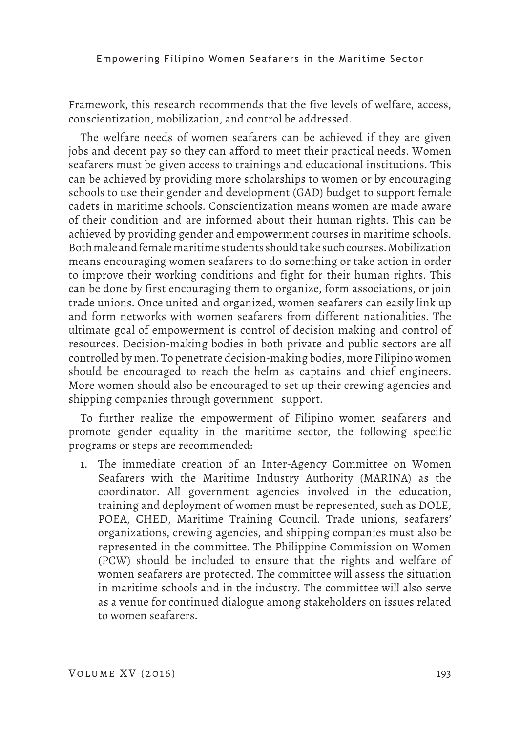Framework, this research recommends that the five levels of welfare, access, conscientization, mobilization, and control be addressed.

The welfare needs of women seafarers can be achieved if they are given jobs and decent pay so they can afford to meet their practical needs. Women seafarers must be given access to trainings and educational institutions. This can be achieved by providing more scholarships to women or by encouraging schools to use their gender and development (GAD) budget to support female cadets in maritime schools. Conscientization means women are made aware of their condition and are informed about their human rights. This can be achieved by providing gender and empowerment courses in maritime schools. Both male and female maritime students should take such courses. Mobilization means encouraging women seafarers to do something or take action in order to improve their working conditions and fight for their human rights. This can be done by first encouraging them to organize, form associations, or join trade unions. Once united and organized, women seafarers can easily link up and form networks with women seafarers from different nationalities. The ultimate goal of empowerment is control of decision making and control of resources. Decision-making bodies in both private and public sectors are all controlled by men. To penetrate decision-making bodies, more Filipino women should be encouraged to reach the helm as captains and chief engineers. More women should also be encouraged to set up their crewing agencies and shipping companies through government support.

To further realize the empowerment of Filipino women seafarers and promote gender equality in the maritime sector, the following specific programs or steps are recommended:

1. The immediate creation of an Inter-Agency Committee on Women Seafarers with the Maritime Industry Authority (MARINA) as the coordinator. All government agencies involved in the education, training and deployment of women must be represented, such as DOLE, POEA, CHED, Maritime Training Council. Trade unions, seafarers' organizations, crewing agencies, and shipping companies must also be represented in the committee. The Philippine Commission on Women (PCW) should be included to ensure that the rights and welfare of women seafarers are protected. The committee will assess the situation in maritime schools and in the industry. The committee will also serve as a venue for continued dialogue among stakeholders on issues related to women seafarers.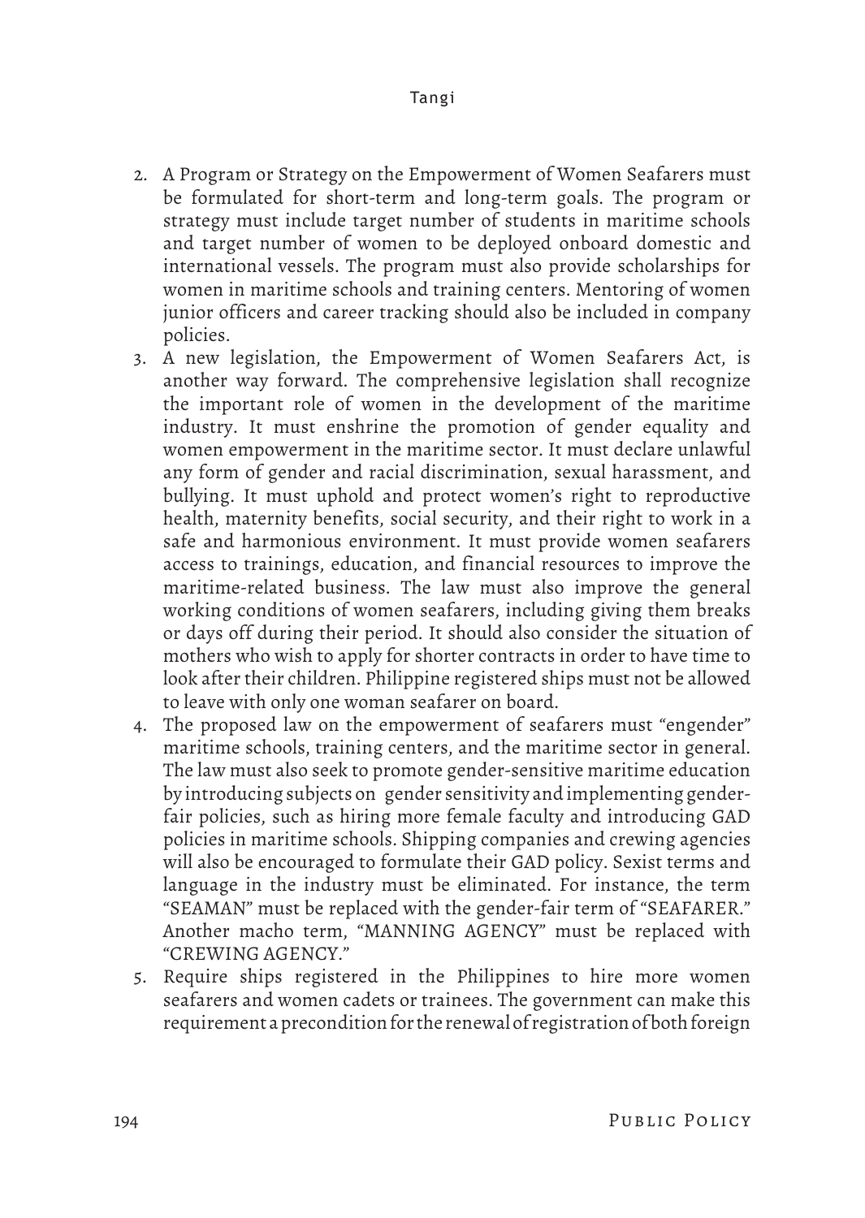2. A Program or Strategy on the Empowerment of Women Seafarers must be formulated for short-term and long-term goals. The program or strategy must include target number of students in maritime schools and target number of women to be deployed onboard domestic and international vessels. The program must also provide scholarships for women in maritime schools and training centers. Mentoring of women junior officers and career tracking should also be included in company policies.
3. A new legislation, the Empowerment of Women Seafarers Act, is another way forward. The comprehensive legislation shall recognize the important role of women in the development of the maritime industry. It must enshrine the promotion of gender equality and women empowerment in the maritime sector. It must declare unlawful any form of gender and racial discrimination, sexual harassment, and bullying. It must uphold and protect women's right to reproductive health, maternity benefits, social security, and their right to work in a safe and harmonious environment. It must provide women seafarers access to trainings, education, and financial resources to improve the maritime-related business. The law must also improve the general working conditions of women seafarers, including giving them breaks or days off during their period. It should also consider the situation of mothers who wish to apply for shorter contracts in order to have time to look after their children. Philippine registered ships must not be allowed to leave with only one woman seafarer on board.
4. The proposed law on the empowerment of seafarers must "engender" maritime schools, training centers, and the maritime sector in general. The law must also seek to promote gender-sensitive maritime education by introducing subjects on gender sensitivity and implementing gender-fair policies, such as hiring more female faculty and introducing GAD policies in maritime schools. Shipping companies and crewing agencies will also be encouraged to formulate their GAD policy. Sexist terms and language in the industry must be eliminated. For instance, the term "SEAMAN" must be replaced with the gender-fair term of "SEAFARER." Another macho term, "MANNING AGENCY" must be replaced with "CREWING AGENCY."
5. Require ships registered in the Philippines to hire more women seafarers and women cadets or trainees. The government can make this requirement a precondition for the renewal of registration of both foreign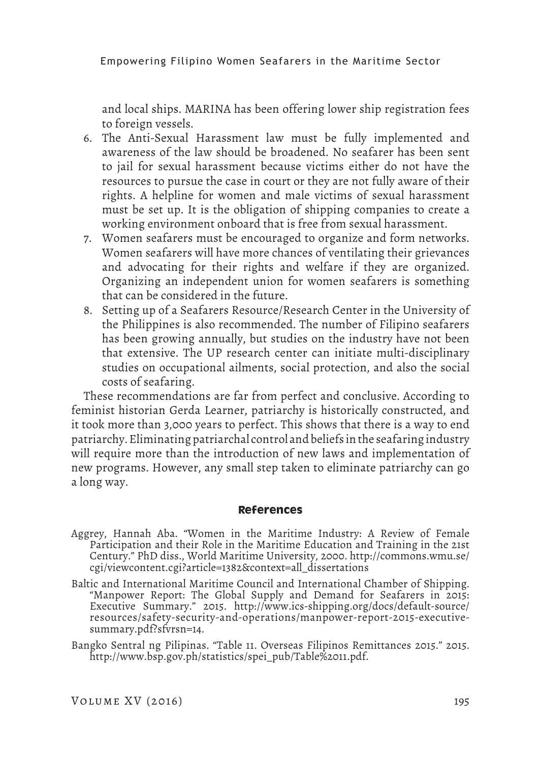and local ships. MARINA has been offering lower ship registration fees to foreign vessels.

6. The Anti-Sexual Harassment law must be fully implemented and awareness of the law should be broadened. No seafarer has been sent to jail for sexual harassment because victims either do not have the resources to pursue the case in court or they are not fully aware of their rights. A helpline for women and male victims of sexual harassment must be set up. It is the obligation of shipping companies to create a working environment onboard that is free from sexual harassment.
7. Women seafarers must be encouraged to organize and form networks. Women seafarers will have more chances of ventilating their grievances and advocating for their rights and welfare if they are organized. Organizing an independent union for women seafarers is something that can be considered in the future.
8. Setting up of a Seafarers Resource/Research Center in the University of the Philippines is also recommended. The number of Filipino seafarers has been growing annually, but studies on the industry have not been that extensive. The UP research center can initiate multi-disciplinary studies on occupational ailments, social protection, and also the social costs of seafaring.

These recommendations are far from perfect and conclusive. According to feminist historian Gerda Learner, patriarchy is historically constructed, and it took more than 3,000 years to perfect. This shows that there is a way to end patriarchy. Eliminating patriarchal control and beliefs in the seafaring industry will require more than the introduction of new laws and implementation of new programs. However, any small step taken to eliminate patriarchy can go a long way.

## References

Aggrey, Hannah Aba. "Women in the Maritime Industry: A Review of Female Participation and their Role in the Maritime Education and Training in the 21st Century." PhD diss., World Maritime University, 2000. http://commons.wmu.se/cgi/viewcontent.cgi?article=1382&context=all_dissertations

Baltic and International Maritime Council and International Chamber of Shipping. "Manpower Report: The Global Supply and Demand for Seafarers in 2015: Executive Summary." 2015. http://www.ics-shipping.org/docs/default-source/resources/safety-security-and-operations/manpower-report-2015-executive-summary.pdf?sfvrsn=14.

Bangko Sentral ng Pilipinas. "Table 11. Overseas Filipinos Remittances 2015." 2015. http://www.bsp.gov.ph/statistics/spei_pub/Table%2011.pdf.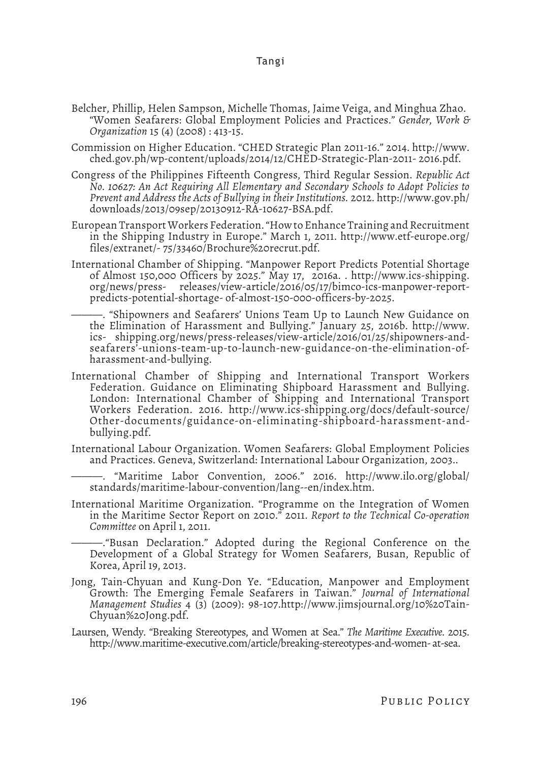Belcher, Phillip, Helen Sampson, Michelle Thomas, Jaime Veiga, and Minghua Zhao. "Women Seafarers: Global Employment Policies and Practices." *Gender, Work & Organization* 15 (4) (2008) : 413-15.

Commission on Higher Education. "CHED Strategic Plan 2011-16." 2014. http://www.ched.gov.ph/wp-content/uploads/2014/12/CHED-Strategic-Plan-2011- 2016.pdf.

Congress of the Philippines Fifteenth Congress, Third Regular Session. *Republic Act No. 10627: An Act Requiring All Elementary and Secondary Schools to Adopt Policies to Prevent and Address the Acts of Bullying in their Institutions.* 2012. http://www.gov.ph/downloads/2013/09sep/20130912-RA-10627-BSA.pdf.

European Transport Workers Federation. "How to Enhance Training and Recruitment in the Shipping Industry in Europe." March 1, 2011. http://www.etf-europe.org/files/extranet/- 75/33460/Brochure%20recrut.pdf.

International Chamber of Shipping. "Manpower Report Predicts Potential Shortage of Almost 150,000 Officers by 2025." May 17, 2016a. . http://www.ics-shipping.org/news/press- releases/view-article/2016/05/17/bimco-ics-manpower-report-predicts-potential-shortage- of-almost-150-000-officers-by-2025.

———. "Shipowners and Seafarers' Unions Team Up to Launch New Guidance on the Elimination of Harassment and Bullying." January 25, 2016b. http://www.ics- shipping.org/news/press-releases/view-article/2016/01/25/shipowners-and-seafarers'-unions-team-up-to-launch-new-guidance-on-the-elimination-of-harassment-and-bullying.

International Chamber of Shipping and International Transport Workers Federation. Guidance on Eliminating Shipboard Harassment and Bullying. London: International Chamber of Shipping and International Transport Workers Federation. 2016. http://www.ics-shipping.org/docs/default-source/Other-documents/guidance-on-eliminating-shipboard-harassment-and-bullying.pdf.

International Labour Organization. Women Seafarers: Global Employment Policies and Practices. Geneva, Switzerland: International Labour Organization, 2003..

———. "Maritime Labor Convention, 2006." 2016. http://www.ilo.org/global/standards/maritime-labour-convention/lang--en/index.htm.

International Maritime Organization. "Programme on the Integration of Women in the Maritime Sector Report on 2010." 2011. *Report to the Technical Co-operation Committee* on April 1, 2011.

———."Busan Declaration." Adopted during the Regional Conference on the Development of a Global Strategy for Women Seafarers, Busan, Republic of Korea, April 19, 2013.

Jong, Tain-Chyuan and Kung-Don Ye. "Education, Manpower and Employment Growth: The Emerging Female Seafarers in Taiwan." *Journal of International Management Studies* 4 (3) (2009): 98-107.http://www.jimsjournal.org/10%20Tain-Chyuan%20Jong.pdf.

Laursen, Wendy. "Breaking Stereotypes, and Women at Sea." *The Maritime Executive*. 2015. http://www.maritime-executive.com/article/breaking-stereotypes-and-women- at-sea.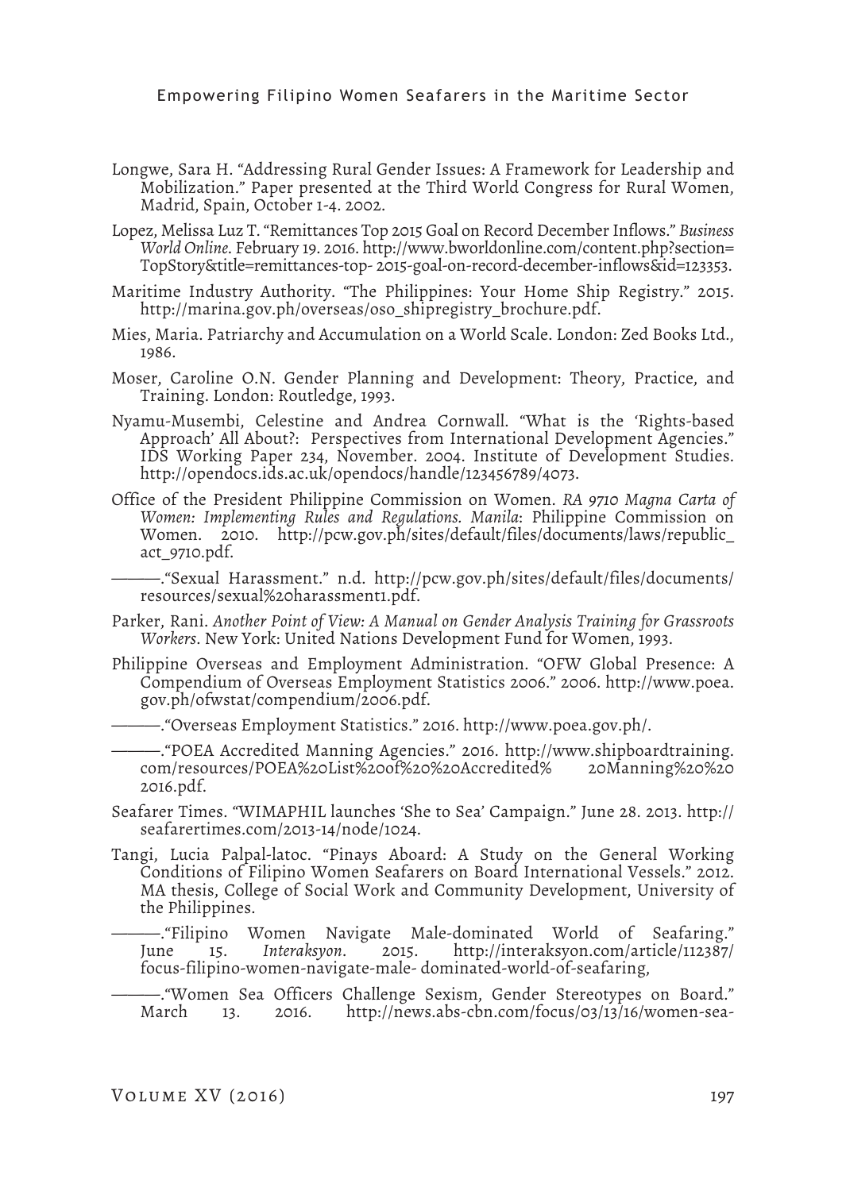Longwe, Sara H. "Addressing Rural Gender Issues: A Framework for Leadership and Mobilization." Paper presented at the Third World Congress for Rural Women, Madrid, Spain, October 1-4. 2002.

Lopez, Melissa Luz T. "Remittances Top 2015 Goal on Record December Inflows." *Business World Online*. February 19. 2016. http://www.bworldonline.com/content.php?section=TopStory&title=remittances-top- 2015-goal-on-record-december-inflows&id=123353.

Maritime Industry Authority. "The Philippines: Your Home Ship Registry." 2015. http://marina.gov.ph/overseas/oso_shipregistry_brochure.pdf.

Mies, Maria. Patriarchy and Accumulation on a World Scale. London: Zed Books Ltd., 1986.

Moser, Caroline O.N. Gender Planning and Development: Theory, Practice, and Training. London: Routledge, 1993.

Nyamu-Musembi, Celestine and Andrea Cornwall. "What is the 'Rights-based Approach' All About?: Perspectives from International Development Agencies." IDS Working Paper 234, November. 2004. Institute of Development Studies. http://opendocs.ids.ac.uk/opendocs/handle/123456789/4073.

Office of the President Philippine Commission on Women. *RA 9710 Magna Carta of Women: Implementing Rules and Regulations. Manila*: Philippine Commission on Women. 2010. http://pcw.gov.ph/sites/default/files/documents/laws/republic_act_9710.pdf.

———."Sexual Harassment." n.d. http://pcw.gov.ph/sites/default/files/documents/resources/sexual%20harassment1.pdf.

Parker, Rani. *Another Point of View: A Manual on Gender Analysis Training for Grassroots Workers*. New York: United Nations Development Fund for Women, 1993.

Philippine Overseas and Employment Administration. "OFW Global Presence: A Compendium of Overseas Employment Statistics 2006." 2006. http://www.poea.gov.ph/ofwstat/compendium/2006.pdf.

———."Overseas Employment Statistics." 2016. http://www.poea.gov.ph/.

———."POEA Accredited Manning Agencies." 2016. http://www.shipboardtraining.com/resources/POEA%20List%20of%20%20Accredited% 20Manning%20%20 2016.pdf.

Seafarer Times. "WIMAPHIL launches 'She to Sea' Campaign." June 28. 2013. http://seafarertimes.com/2013-14/node/1024.

Tangi, Lucia Palpal-latoc. "Pinays Aboard: A Study on the General Working Conditions of Filipino Women Seafarers on Board International Vessels." 2012. MA thesis, College of Social Work and Community Development, University of the Philippines.

———."Filipino Women Navigate Male-dominated World of Seafaring." June 15. *Interaksyon*. 2015. http://interaksyon.com/article/112387/focus-filipino-women-navigate-male- dominated-world-of-seafaring,

———."Women Sea Officers Challenge Sexism, Gender Stereotypes on Board." March 13. 2016. http://news.abs-cbn.com/focus/03/13/16/women-sea-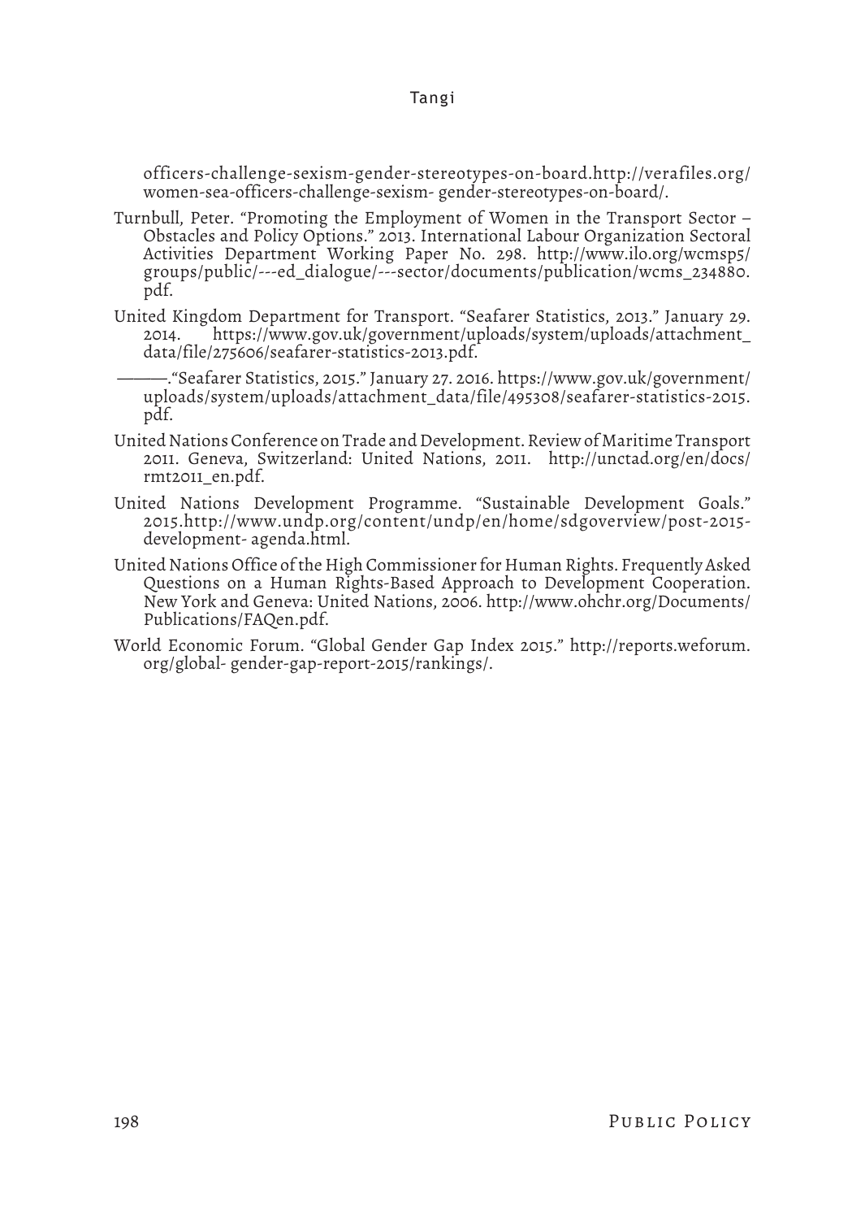officers-challenge-sexism-gender-stereotypes-on-board.http://verafiles.org/women-sea-officers-challenge-sexism- gender-stereotypes-on-board/.

Turnbull, Peter. "Promoting the Employment of Women in the Transport Sector – Obstacles and Policy Options." 2013. International Labour Organization Sectoral Activities Department Working Paper No. 298. http://www.ilo.org/wcmsp5/groups/public/---ed_dialogue/---sector/documents/publication/wcms_234880.pdf.

United Kingdom Department for Transport. "Seafarer Statistics, 2013." January 29. 2014. https://www.gov.uk/government/uploads/system/uploads/attachment_data/file/275606/seafarer-statistics-2013.pdf.

———."Seafarer Statistics, 2015." January 27. 2016. https://www.gov.uk/government/uploads/system/uploads/attachment_data/file/495308/seafarer-statistics-2015.pdf.

United Nations Conference on Trade and Development. Review of Maritime Transport 2011. Geneva, Switzerland: United Nations, 2011. http://unctad.org/en/docs/rmt2011_en.pdf.

United Nations Development Programme. "Sustainable Development Goals." 2015.http://www.undp.org/content/undp/en/home/sdgoverview/post-2015-development- agenda.html.

United Nations Office of the High Commissioner for Human Rights. Frequently Asked Questions on a Human Rights-Based Approach to Development Cooperation. New York and Geneva: United Nations, 2006. http://www.ohchr.org/Documents/Publications/FAQen.pdf.

World Economic Forum. "Global Gender Gap Index 2015." http://reports.weforum.org/global- gender-gap-report-2015/rankings/.